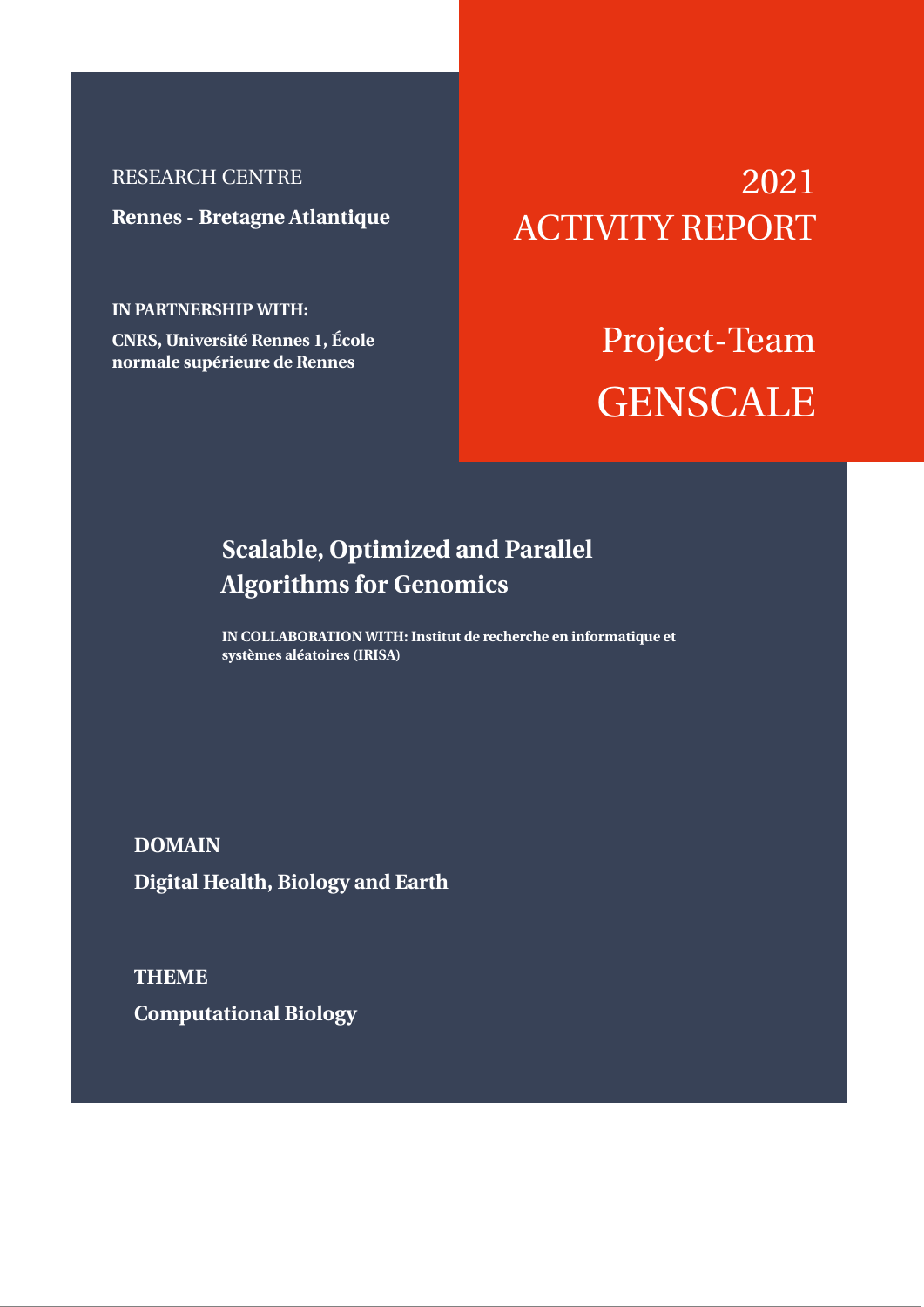RESEARCH CENTRE

**Rennes - Bretagne Atlantique**

**IN PARTNERSHIP WITH:**

**CNRS, Université Rennes 1, École normale supérieure de Rennes**

# 2021 ACTIVITY REPORT

# Project-Team GENSCALE

## Scalable, Optimized and Parallel Algorithms for Genomics

**IN COLLABORATION WITH: Institut de recherche en informatique et systèmes aléatoires (IRISA)**

**DOMAIN**

**Digital Health, Biology and Earth**

**THEME**

**Computational Biology**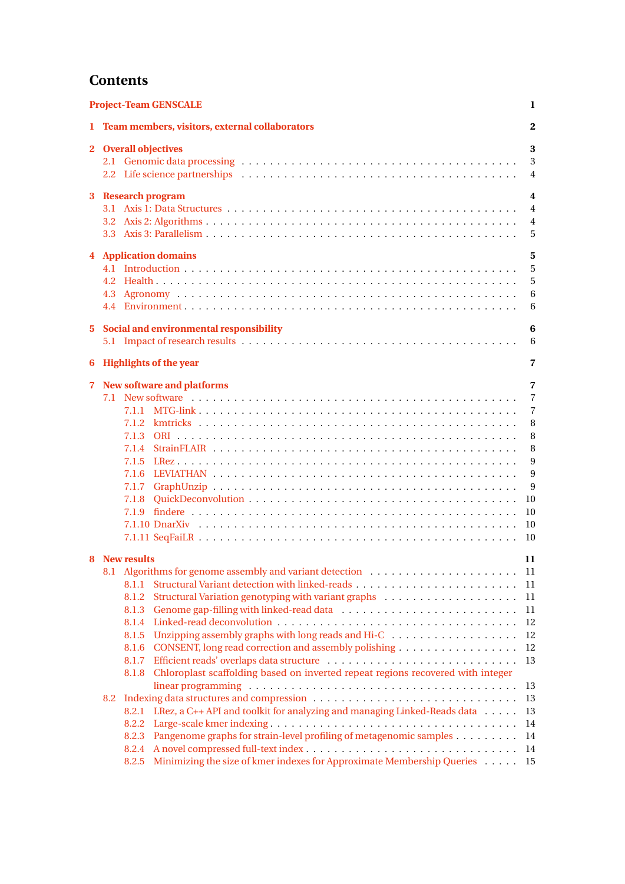# Contents

**Project-Team GENSCALE** 1

**1 Team members, visitors, external collaborators** 2

**2 Overall objectives** 3
- 2.1 Genomic data processing 3
- 2.2 Life science partnerships 4

**3 Research program** 4
- 3.1 Axis 1: Data Structures 4
- 3.2 Axis 2: Algorithms 4
- 3.3 Axis 3: Parallelism 5

**4 Application domains** 5
- 4.1 Introduction 5
- 4.2 Health 5
- 4.3 Agronomy 6
- 4.4 Environment 6

**5 Social and environmental responsibility** 6
- 5.1 Impact of research results 6

**6 Highlights of the year** 7

**7 New software and platforms** 7
- 7.1 New software 7
  - 7.1.1 MTG-link 7
  - 7.1.2 kmtricks 8
  - 7.1.3 ORI 8
  - 7.1.4 StrainFLAIR 8
  - 7.1.5 LRez 9
  - 7.1.6 LEVIATHAN 9
  - 7.1.7 GraphUnzip 9
  - 7.1.8 QuickDeconvolution 10
  - 7.1.9 findere 10
  - 7.1.10 DnarXiv 10
  - 7.1.11 SeqFaiLR 10

**8 New results** 11
- 8.1 Algorithms for genome assembly and variant detection 11
  - 8.1.1 Structural Variant detection with linked-reads 11
  - 8.1.2 Structural Variation genotyping with variant graphs 11
  - 8.1.3 Genome gap-filling with linked-read data 11
  - 8.1.4 Linked-read deconvolution 12
  - 8.1.5 Unzipping assembly graphs with long reads and Hi-C 12
  - 8.1.6 CONSENT, long read correction and assembly polishing 12
  - 8.1.7 Efficient reads' overlaps data structure 13
  - 8.1.8 Chloroplast scaffolding based on inverted repeat regions recovered with integer linear programming 13
- 8.2 Indexing data structures and compression 13
  - 8.2.1 LRez, a C++ API and toolkit for analyzing and managing Linked-Reads data 13
  - 8.2.2 Large-scale kmer indexing 14
  - 8.2.3 Pangenome graphs for strain-level profiling of metagenomic samples 14
  - 8.2.4 A novel compressed full-text index 14
  - 8.2.5 Minimizing the size of kmer indexes for Approximate Membership Queries 15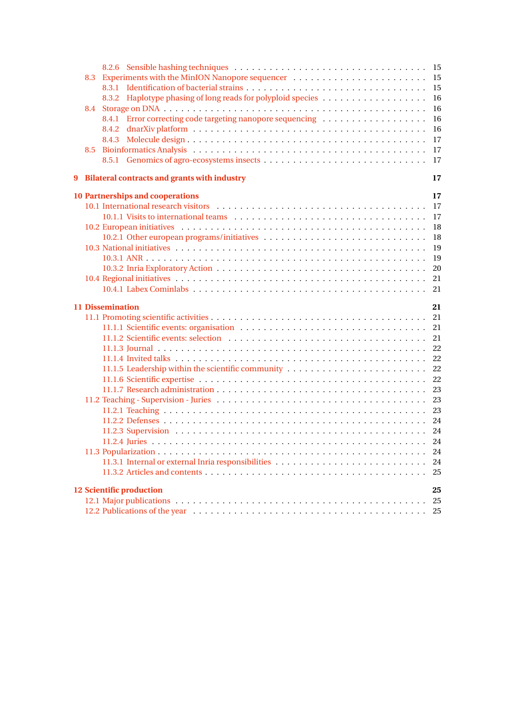- 8.2.6 Sensible hashing techniques . . . . . 15
- 8.3 Experiments with the MinION Nanopore sequencer . . . . . 15
  - 8.3.1 Identification of bacterial strains . . . . . 15
  - 8.3.2 Haplotype phasing of long reads for polyploid species . . . . . 16
- 8.4 Storage on DNA . . . . . 16
  - 8.4.1 Error correcting code targeting nanopore sequencing . . . . . 16
  - 8.4.2 dnarXiv platform . . . . . 16
  - 8.4.3 Molecule design . . . . . 17
- 8.5 Bioinformatics Analysis . . . . . 17
  - 8.5.1 Genomics of agro-ecosystems insects . . . . . 17

**9 Bilateral contracts and grants with industry** **17**

**10 Partnerships and cooperations** **17**

- 10.1 International research visitors . . . . . 17
  - 10.1.1 Visits to international teams . . . . . 17
- 10.2 European initiatives . . . . . 18
  - 10.2.1 Other european programs/initiatives . . . . . 18
- 10.3 National initiatives . . . . . 19
  - 10.3.1 ANR . . . . . 19
  - 10.3.2 Inria Exploratory Action . . . . . 20
- 10.4 Regional initiatives . . . . . 21
  - 10.4.1 Labex Cominlabs . . . . . 21

**11 Dissemination** **21**

- 11.1 Promoting scientific activities . . . . . 21
  - 11.1.1 Scientific events: organisation . . . . . 21
  - 11.1.2 Scientific events: selection . . . . . 21
  - 11.1.3 Journal . . . . . 22
  - 11.1.4 Invited talks . . . . . 22
  - 11.1.5 Leadership within the scientific community . . . . . 22
  - 11.1.6 Scientific expertise . . . . . 22
  - 11.1.7 Research administration . . . . . 23
- 11.2 Teaching - Supervision - Juries . . . . . 23
  - 11.2.1 Teaching . . . . . 23
  - 11.2.2 Defenses . . . . . 24
  - 11.2.3 Supervision . . . . . 24
  - 11.2.4 Juries . . . . . 24
- 11.3 Popularization . . . . . 24
  - 11.3.1 Internal or external Inria responsibilities . . . . . 24
  - 11.3.2 Articles and contents . . . . . 25

**12 Scientific production** **25**

- 12.1 Major publications . . . . . 25
- 12.2 Publications of the year . . . . . 25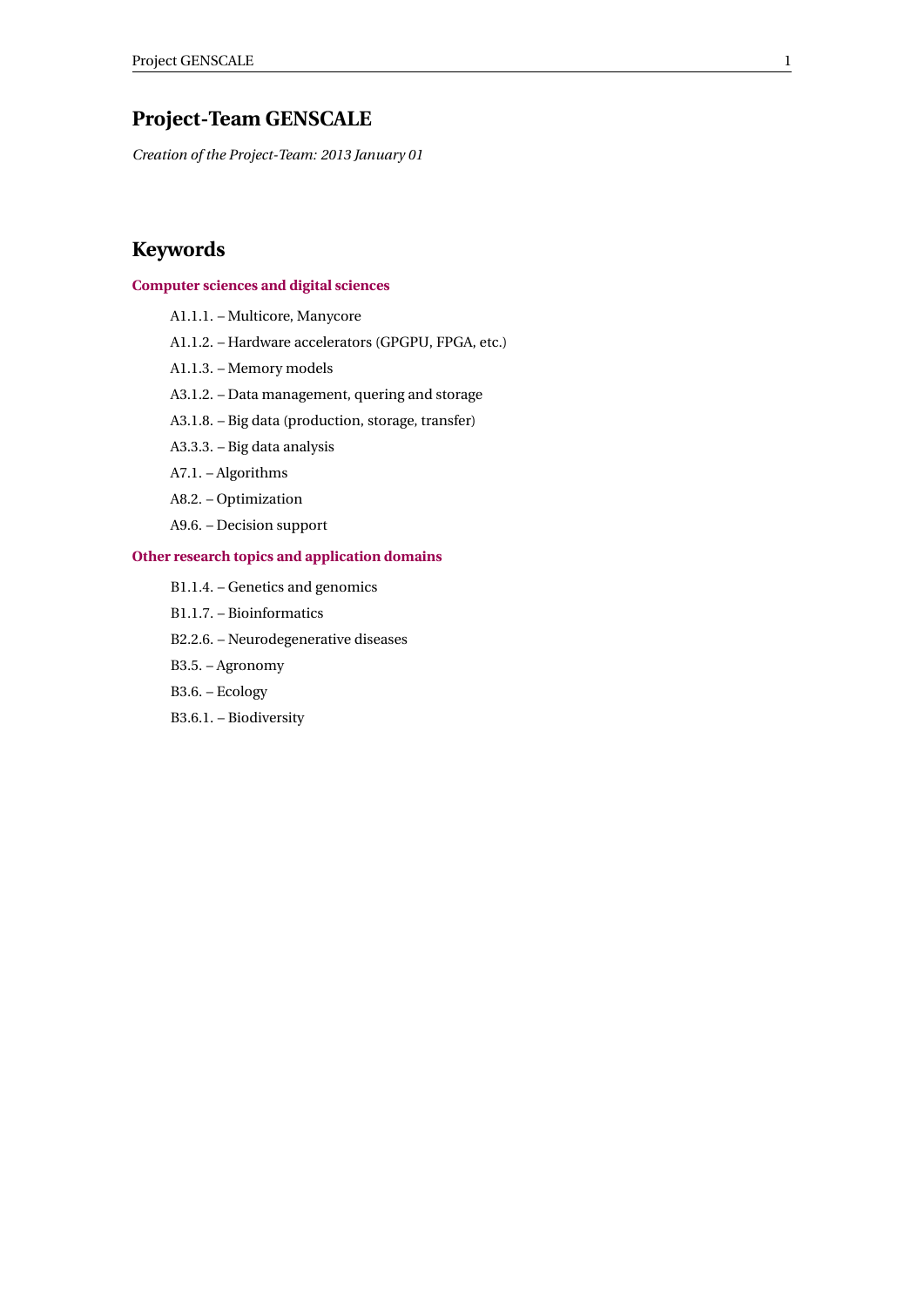# Project-Team GENSCALE

*Creation of the Project-Team: 2013 January 01*

## Keywords

### Computer sciences and digital sciences

- A1.1.1. – Multicore, Manycore
- A1.1.2. – Hardware accelerators (GPGPU, FPGA, etc.)
- A1.1.3. – Memory models
- A3.1.2. – Data management, quering and storage
- A3.1.8. – Big data (production, storage, transfer)
- A3.3.3. – Big data analysis
- A7.1. – Algorithms
- A8.2. – Optimization
- A9.6. – Decision support

### Other research topics and application domains

- B1.1.4. – Genetics and genomics
- B1.1.7. – Bioinformatics
- B2.2.6. – Neurodegenerative diseases
- B3.5. – Agronomy
- B3.6. – Ecology
- B3.6.1. – Biodiversity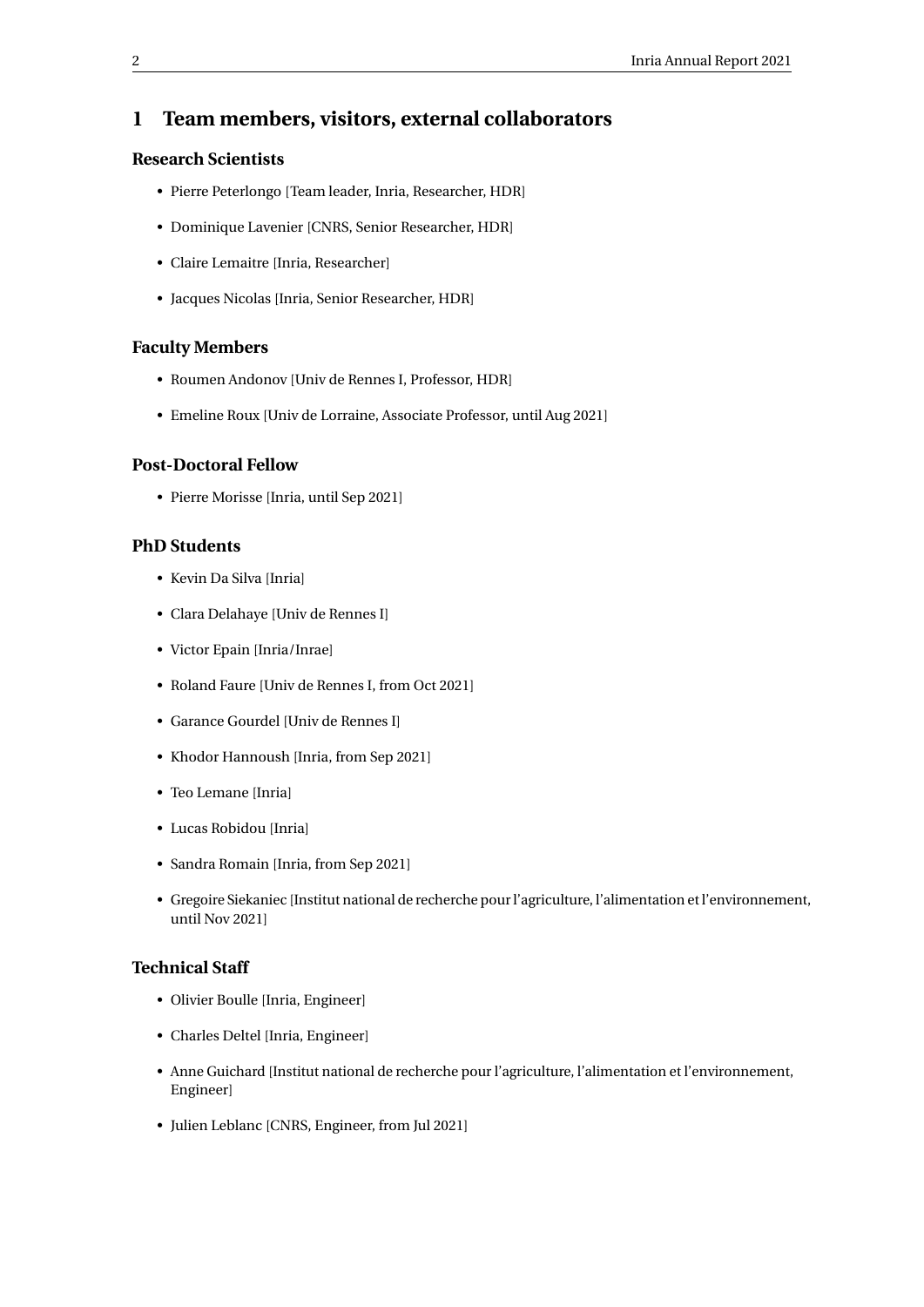# 1 Team members, visitors, external collaborators

## Research Scientists

- Pierre Peterlongo [Team leader, Inria, Researcher, HDR]
- Dominique Lavenier [CNRS, Senior Researcher, HDR]
- Claire Lemaitre [Inria, Researcher]
- Jacques Nicolas [Inria, Senior Researcher, HDR]

## Faculty Members

- Roumen Andonov [Univ de Rennes I, Professor, HDR]
- Emeline Roux [Univ de Lorraine, Associate Professor, until Aug 2021]

## Post-Doctoral Fellow

- Pierre Morisse [Inria, until Sep 2021]

## PhD Students

- Kevin Da Silva [Inria]
- Clara Delahaye [Univ de Rennes I]
- Victor Epain [Inria/Inrae]
- Roland Faure [Univ de Rennes I, from Oct 2021]
- Garance Gourdel [Univ de Rennes I]
- Khodor Hannoush [Inria, from Sep 2021]
- Teo Lemane [Inria]
- Lucas Robidou [Inria]
- Sandra Romain [Inria, from Sep 2021]
- Gregoire Siekaniec [Institut national de recherche pour l'agriculture, l'alimentation et l'environnement, until Nov 2021]

## Technical Staff

- Olivier Boulle [Inria, Engineer]
- Charles Deltel [Inria, Engineer]
- Anne Guichard [Institut national de recherche pour l'agriculture, l'alimentation et l'environnement, Engineer]
- Julien Leblanc [CNRS, Engineer, from Jul 2021]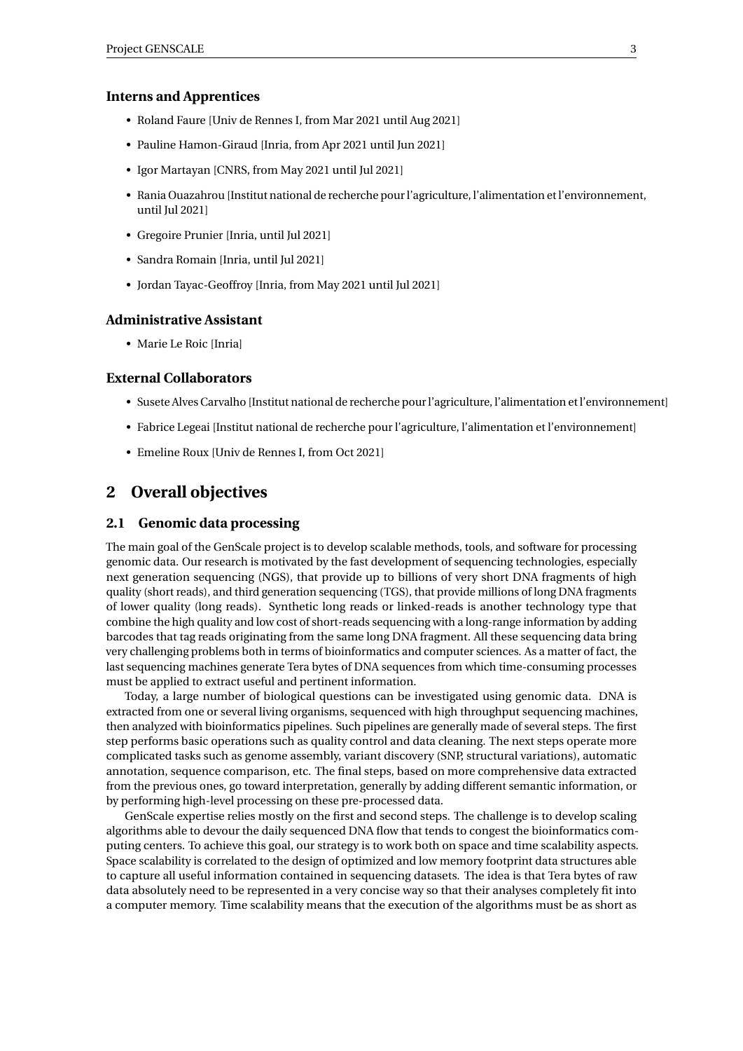### Interns and Apprentices

- Roland Faure [Univ de Rennes I, from Mar 2021 until Aug 2021]
- Pauline Hamon-Giraud [Inria, from Apr 2021 until Jun 2021]
- Igor Martayan [CNRS, from May 2021 until Jul 2021]
- Rania Ouazahrou [Institut national de recherche pour l'agriculture, l'alimentation et l'environnement, until Jul 2021]
- Gregoire Prunier [Inria, until Jul 2021]
- Sandra Romain [Inria, until Jul 2021]
- Jordan Tayac-Geoffroy [Inria, from May 2021 until Jul 2021]

### Administrative Assistant

- Marie Le Roic [Inria]

### External Collaborators

- Susete Alves Carvalho [Institut national de recherche pour l'agriculture, l'alimentation et l'environnement]
- Fabrice Legeai [Institut national de recherche pour l'agriculture, l'alimentation et l'environnement]
- Emeline Roux [Univ de Rennes I, from Oct 2021]

# 2 Overall objectives

## 2.1 Genomic data processing

The main goal of the GenScale project is to develop scalable methods, tools, and software for processing genomic data. Our research is motivated by the fast development of sequencing technologies, especially next generation sequencing (NGS), that provide up to billions of very short DNA fragments of high quality (short reads), and third generation sequencing (TGS), that provide millions of long DNA fragments of lower quality (long reads). Synthetic long reads or linked-reads is another technology type that combine the high quality and low cost of short-reads sequencing with a long-range information by adding barcodes that tag reads originating from the same long DNA fragment. All these sequencing data bring very challenging problems both in terms of bioinformatics and computer sciences. As a matter of fact, the last sequencing machines generate Tera bytes of DNA sequences from which time-consuming processes must be applied to extract useful and pertinent information.

Today, a large number of biological questions can be investigated using genomic data. DNA is extracted from one or several living organisms, sequenced with high throughput sequencing machines, then analyzed with bioinformatics pipelines. Such pipelines are generally made of several steps. The first step performs basic operations such as quality control and data cleaning. The next steps operate more complicated tasks such as genome assembly, variant discovery (SNP, structural variations), automatic annotation, sequence comparison, etc. The final steps, based on more comprehensive data extracted from the previous ones, go toward interpretation, generally by adding different semantic information, or by performing high-level processing on these pre-processed data.

GenScale expertise relies mostly on the first and second steps. The challenge is to develop scaling algorithms able to devour the daily sequenced DNA flow that tends to congest the bioinformatics computing centers. To achieve this goal, our strategy is to work both on space and time scalability aspects. Space scalability is correlated to the design of optimized and low memory footprint data structures able to capture all useful information contained in sequencing datasets. The idea is that Tera bytes of raw data absolutely need to be represented in a very concise way so that their analyses completely fit into a computer memory. Time scalability means that the execution of the algorithms must be as short as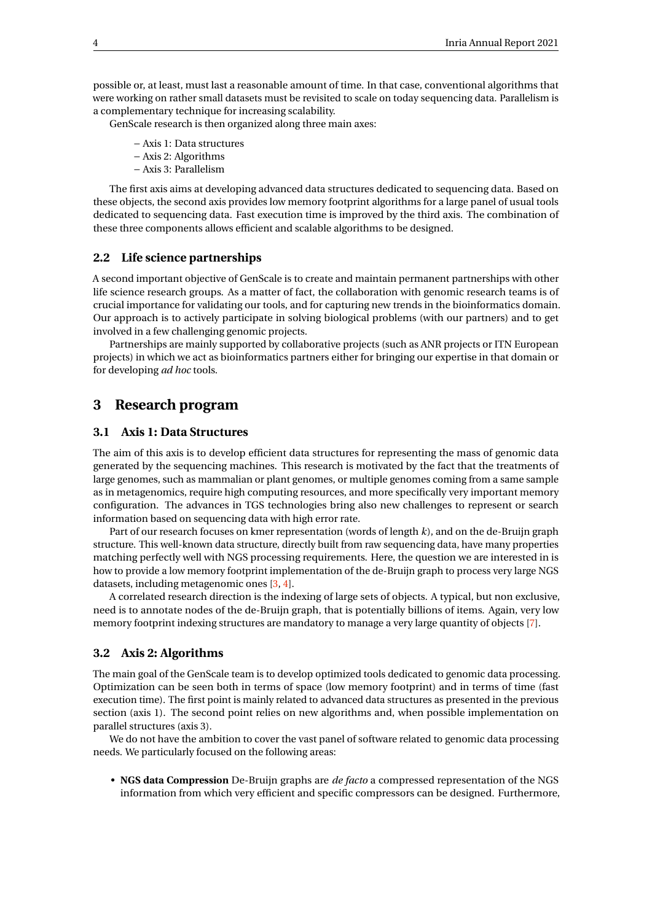possible or, at least, must last a reasonable amount of time. In that case, conventional algorithms that were working on rather small datasets must be revisited to scale on today sequencing data. Parallelism is a complementary technique for increasing scalability.

GenScale research is then organized along three main axes:

– Axis 1: Data structures
– Axis 2: Algorithms
– Axis 3: Parallelism

The first axis aims at developing advanced data structures dedicated to sequencing data. Based on these objects, the second axis provides low memory footprint algorithms for a large panel of usual tools dedicated to sequencing data. Fast execution time is improved by the third axis. The combination of these three components allows efficient and scalable algorithms to be designed.

### 2.2 Life science partnerships

A second important objective of GenScale is to create and maintain permanent partnerships with other life science research groups. As a matter of fact, the collaboration with genomic research teams is of crucial importance for validating our tools, and for capturing new trends in the bioinformatics domain. Our approach is to actively participate in solving biological problems (with our partners) and to get involved in a few challenging genomic projects.

Partnerships are mainly supported by collaborative projects (such as ANR projects or ITN European projects) in which we act as bioinformatics partners either for bringing our expertise in that domain or for developing *ad hoc* tools.

## 3 Research program

### 3.1 Axis 1: Data Structures

The aim of this axis is to develop efficient data structures for representing the mass of genomic data generated by the sequencing machines. This research is motivated by the fact that the treatments of large genomes, such as mammalian or plant genomes, or multiple genomes coming from a same sample as in metagenomics, require high computing resources, and more specifically very important memory configuration. The advances in TGS technologies bring also new challenges to represent or search information based on sequencing data with high error rate.

Part of our research focuses on kmer representation (words of length $k$), and on the de-Bruijn graph structure. This well-known data structure, directly built from raw sequencing data, have many properties matching perfectly well with NGS processing requirements. Here, the question we are interested in is how to provide a low memory footprint implementation of the de-Bruijn graph to process very large NGS datasets, including metagenomic ones [3, 4].

A correlated research direction is the indexing of large sets of objects. A typical, but non exclusive, need is to annotate nodes of the de-Bruijn graph, that is potentially billions of items. Again, very low memory footprint indexing structures are mandatory to manage a very large quantity of objects [7].

### 3.2 Axis 2: Algorithms

The main goal of the GenScale team is to develop optimized tools dedicated to genomic data processing. Optimization can be seen both in terms of space (low memory footprint) and in terms of time (fast execution time). The first point is mainly related to advanced data structures as presented in the previous section (axis 1). The second point relies on new algorithms and, when possible implementation on parallel structures (axis 3).

We do not have the ambition to cover the vast panel of software related to genomic data processing needs. We particularly focused on the following areas:

- **NGS data Compression** De-Bruijn graphs are *de facto* a compressed representation of the NGS information from which very efficient and specific compressors can be designed. Furthermore,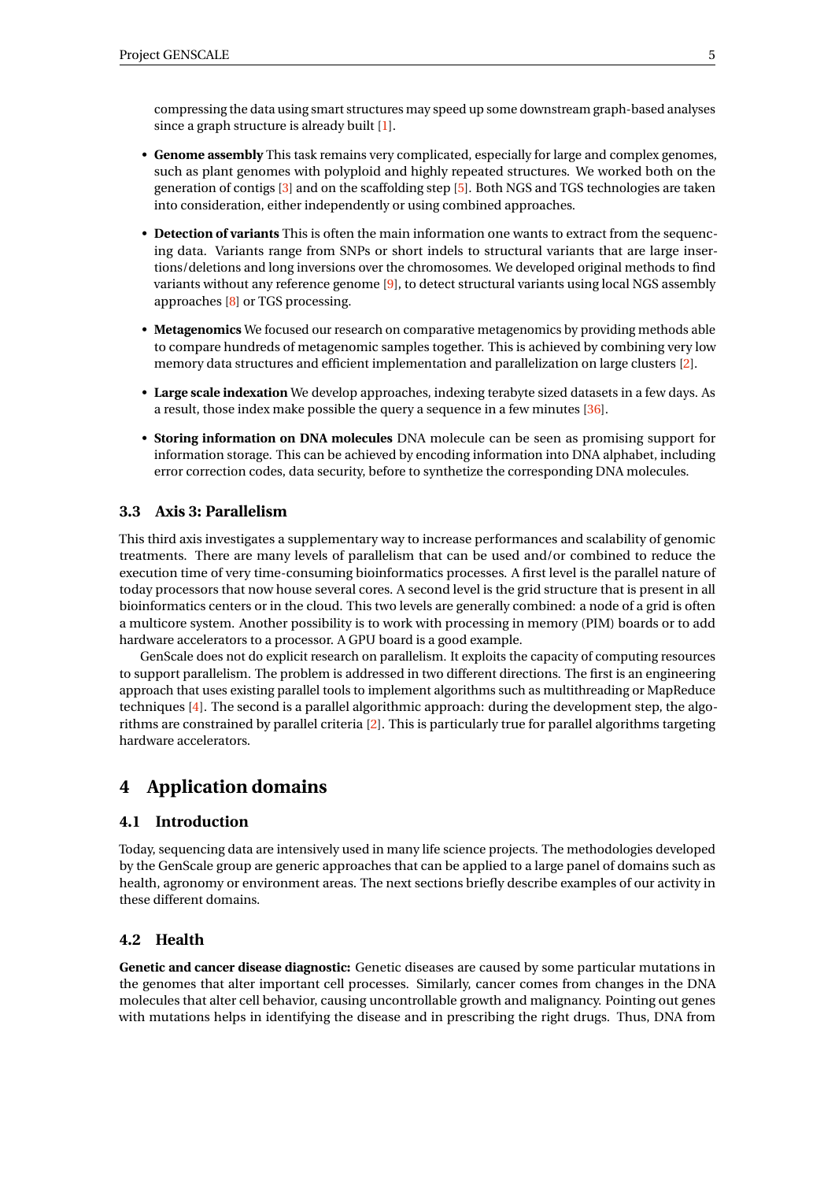compressing the data using smart structures may speed up some downstream graph-based analyses since a graph structure is already built [1].

- **Genome assembly** This task remains very complicated, especially for large and complex genomes, such as plant genomes with polyploid and highly repeated structures. We worked both on the generation of contigs [3] and on the scaffolding step [5]. Both NGS and TGS technologies are taken into consideration, either independently or using combined approaches.
- **Detection of variants** This is often the main information one wants to extract from the sequencing data. Variants range from SNPs or short indels to structural variants that are large insertions/deletions and long inversions over the chromosomes. We developed original methods to find variants without any reference genome [9], to detect structural variants using local NGS assembly approaches [8] or TGS processing.
- **Metagenomics** We focused our research on comparative metagenomics by providing methods able to compare hundreds of metagenomic samples together. This is achieved by combining very low memory data structures and efficient implementation and parallelization on large clusters [2].
- **Large scale indexation** We develop approaches, indexing terabyte sized datasets in a few days. As a result, those index make possible the query a sequence in a few minutes [36].
- **Storing information on DNA molecules** DNA molecule can be seen as promising support for information storage. This can be achieved by encoding information into DNA alphabet, including error correction codes, data security, before to synthetize the corresponding DNA molecules.

### 3.3 Axis 3: Parallelism

This third axis investigates a supplementary way to increase performances and scalability of genomic treatments. There are many levels of parallelism that can be used and/or combined to reduce the execution time of very time-consuming bioinformatics processes. A first level is the parallel nature of today processors that now house several cores. A second level is the grid structure that is present in all bioinformatics centers or in the cloud. This two levels are generally combined: a node of a grid is often a multicore system. Another possibility is to work with processing in memory (PIM) boards or to add hardware accelerators to a processor. A GPU board is a good example.

GenScale does not do explicit research on parallelism. It exploits the capacity of computing resources to support parallelism. The problem is addressed in two different directions. The first is an engineering approach that uses existing parallel tools to implement algorithms such as multithreading or MapReduce techniques [4]. The second is a parallel algorithmic approach: during the development step, the algorithms are constrained by parallel criteria [2]. This is particularly true for parallel algorithms targeting hardware accelerators.

## 4 Application domains

### 4.1 Introduction

Today, sequencing data are intensively used in many life science projects. The methodologies developed by the GenScale group are generic approaches that can be applied to a large panel of domains such as health, agronomy or environment areas. The next sections briefly describe examples of our activity in these different domains.

### 4.2 Health

**Genetic and cancer disease diagnostic:** Genetic diseases are caused by some particular mutations in the genomes that alter important cell processes. Similarly, cancer comes from changes in the DNA molecules that alter cell behavior, causing uncontrollable growth and malignancy. Pointing out genes with mutations helps in identifying the disease and in prescribing the right drugs. Thus, DNA from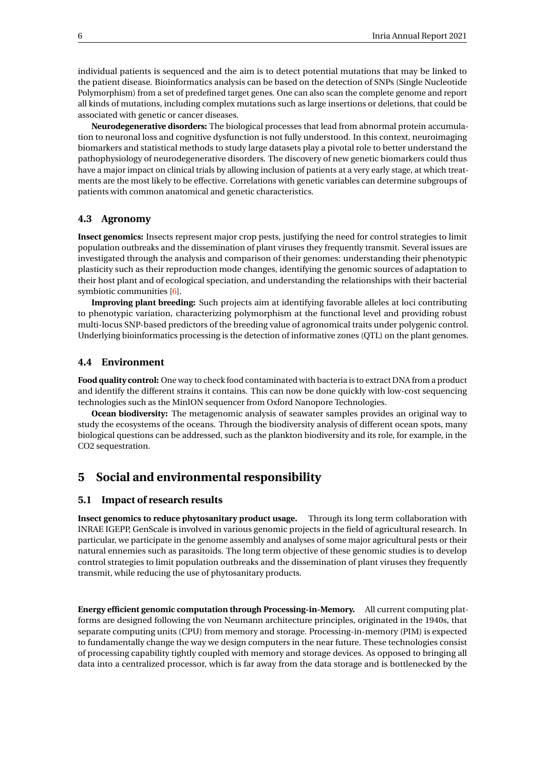individual patients is sequenced and the aim is to detect potential mutations that may be linked to the patient disease. Bioinformatics analysis can be based on the detection of SNPs (Single Nucleotide Polymorphism) from a set of predefined target genes. One can also scan the complete genome and report all kinds of mutations, including complex mutations such as large insertions or deletions, that could be associated with genetic or cancer diseases.

**Neurodegenerative disorders:** The biological processes that lead from abnormal protein accumulation to neuronal loss and cognitive dysfunction is not fully understood. In this context, neuroimaging biomarkers and statistical methods to study large datasets play a pivotal role to better understand the pathophysiology of neurodegenerative disorders. The discovery of new genetic biomarkers could thus have a major impact on clinical trials by allowing inclusion of patients at a very early stage, at which treatments are the most likely to be effective. Correlations with genetic variables can determine subgroups of patients with common anatomical and genetic characteristics.

### 4.3 Agronomy

**Insect genomics:** Insects represent major crop pests, justifying the need for control strategies to limit population outbreaks and the dissemination of plant viruses they frequently transmit. Several issues are investigated through the analysis and comparison of their genomes: understanding their phenotypic plasticity such as their reproduction mode changes, identifying the genomic sources of adaptation to their host plant and of ecological speciation, and understanding the relationships with their bacterial symbiotic communities [6].

**Improving plant breeding:** Such projects aim at identifying favorable alleles at loci contributing to phenotypic variation, characterizing polymorphism at the functional level and providing robust multi-locus SNP-based predictors of the breeding value of agronomical traits under polygenic control. Underlying bioinformatics processing is the detection of informative zones (QTL) on the plant genomes.

### 4.4 Environment

**Food quality control:** One way to check food contaminated with bacteria is to extract DNA from a product and identify the different strains it contains. This can now be done quickly with low-cost sequencing technologies such as the MinION sequencer from Oxford Nanopore Technologies.

**Ocean biodiversity:** The metagenomic analysis of seawater samples provides an original way to study the ecosystems of the oceans. Through the biodiversity analysis of different ocean spots, many biological questions can be addressed, such as the plankton biodiversity and its role, for example, in the CO2 sequestration.

## 5 Social and environmental responsibility

### 5.1 Impact of research results

**Insect genomics to reduce phytosanitary product usage.** Through its long term collaboration with INRAE IGEPP, GenScale is involved in various genomic projects in the field of agricultural research. In particular, we participate in the genome assembly and analyses of some major agricultural pests or their natural ennemies such as parasitoids. The long term objective of these genomic studies is to develop control strategies to limit population outbreaks and the dissemination of plant viruses they frequently transmit, while reducing the use of phytosanitary products.

**Energy efficient genomic computation through Processing-in-Memory.** All current computing platforms are designed following the von Neumann architecture principles, originated in the 1940s, that separate computing units (CPU) from memory and storage. Processing-in-memory (PIM) is expected to fundamentally change the way we design computers in the near future. These technologies consist of processing capability tightly coupled with memory and storage devices. As opposed to bringing all data into a centralized processor, which is far away from the data storage and is bottlenecked by the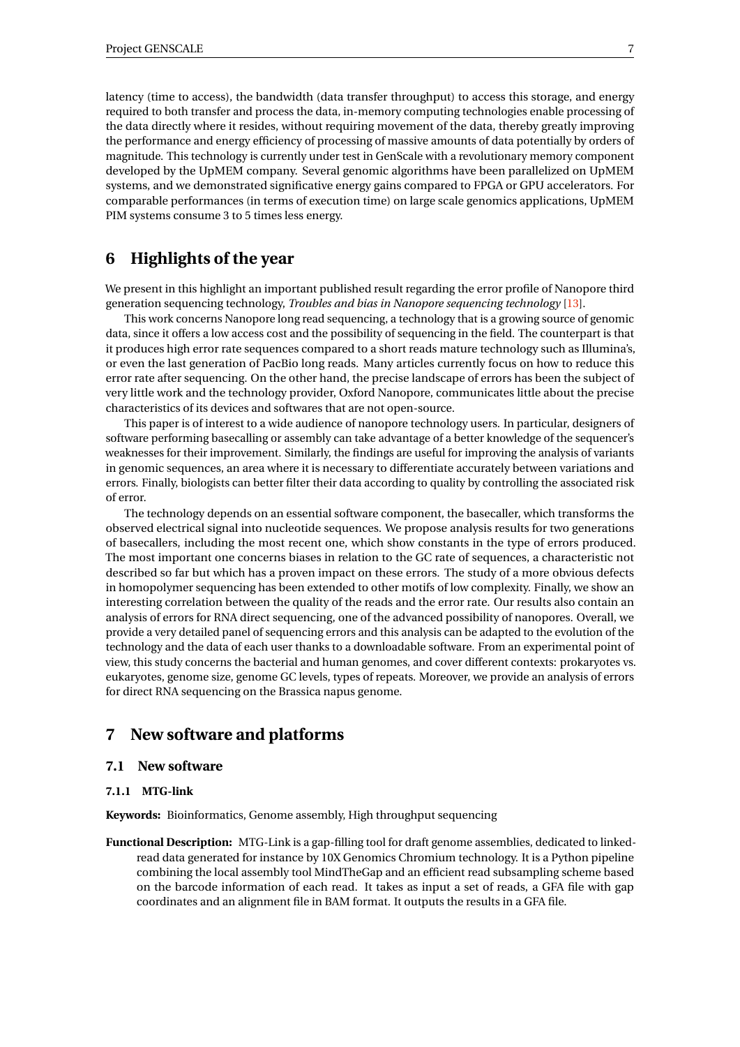latency (time to access), the bandwidth (data transfer throughput) to access this storage, and energy required to both transfer and process the data, in-memory computing technologies enable processing of the data directly where it resides, without requiring movement of the data, thereby greatly improving the performance and energy efficiency of processing of massive amounts of data potentially by orders of magnitude. This technology is currently under test in GenScale with a revolutionary memory component developed by the UpMEM company. Several genomic algorithms have been parallelized on UpMEM systems, and we demonstrated significative energy gains compared to FPGA or GPU accelerators. For comparable performances (in terms of execution time) on large scale genomics applications, UpMEM PIM systems consume 3 to 5 times less energy.

# 6 Highlights of the year

We present in this highlight an important published result regarding the error profile of Nanopore third generation sequencing technology, *Troubles and bias in Nanopore sequencing technology* [13].

This work concerns Nanopore long read sequencing, a technology that is a growing source of genomic data, since it offers a low access cost and the possibility of sequencing in the field. The counterpart is that it produces high error rate sequences compared to a short reads mature technology such as Illumina's, or even the last generation of PacBio long reads. Many articles currently focus on how to reduce this error rate after sequencing. On the other hand, the precise landscape of errors has been the subject of very little work and the technology provider, Oxford Nanopore, communicates little about the precise characteristics of its devices and softwares that are not open-source.

This paper is of interest to a wide audience of nanopore technology users. In particular, designers of software performing basecalling or assembly can take advantage of a better knowledge of the sequencer's weaknesses for their improvement. Similarly, the findings are useful for improving the analysis of variants in genomic sequences, an area where it is necessary to differentiate accurately between variations and errors. Finally, biologists can better filter their data according to quality by controlling the associated risk of error.

The technology depends on an essential software component, the basecaller, which transforms the observed electrical signal into nucleotide sequences. We propose analysis results for two generations of basecallers, including the most recent one, which show constants in the type of errors produced. The most important one concerns biases in relation to the GC rate of sequences, a characteristic not described so far but which has a proven impact on these errors. The study of a more obvious defects in homopolymer sequencing has been extended to other motifs of low complexity. Finally, we show an interesting correlation between the quality of the reads and the error rate. Our results also contain an analysis of errors for RNA direct sequencing, one of the advanced possibility of nanopores. Overall, we provide a very detailed panel of sequencing errors and this analysis can be adapted to the evolution of the technology and the data of each user thanks to a downloadable software. From an experimental point of view, this study concerns the bacterial and human genomes, and cover different contexts: prokaryotes vs. eukaryotes, genome size, genome GC levels, types of repeats. Moreover, we provide an analysis of errors for direct RNA sequencing on the Brassica napus genome.

# 7 New software and platforms

## 7.1 New software

### 7.1.1 MTG-link

**Keywords:** Bioinformatics, Genome assembly, High throughput sequencing

**Functional Description:** MTG-Link is a gap-filling tool for draft genome assemblies, dedicated to linked-read data generated for instance by 10X Genomics Chromium technology. It is a Python pipeline combining the local assembly tool MindTheGap and an efficient read subsampling scheme based on the barcode information of each read. It takes as input a set of reads, a GFA file with gap coordinates and an alignment file in BAM format. It outputs the results in a GFA file.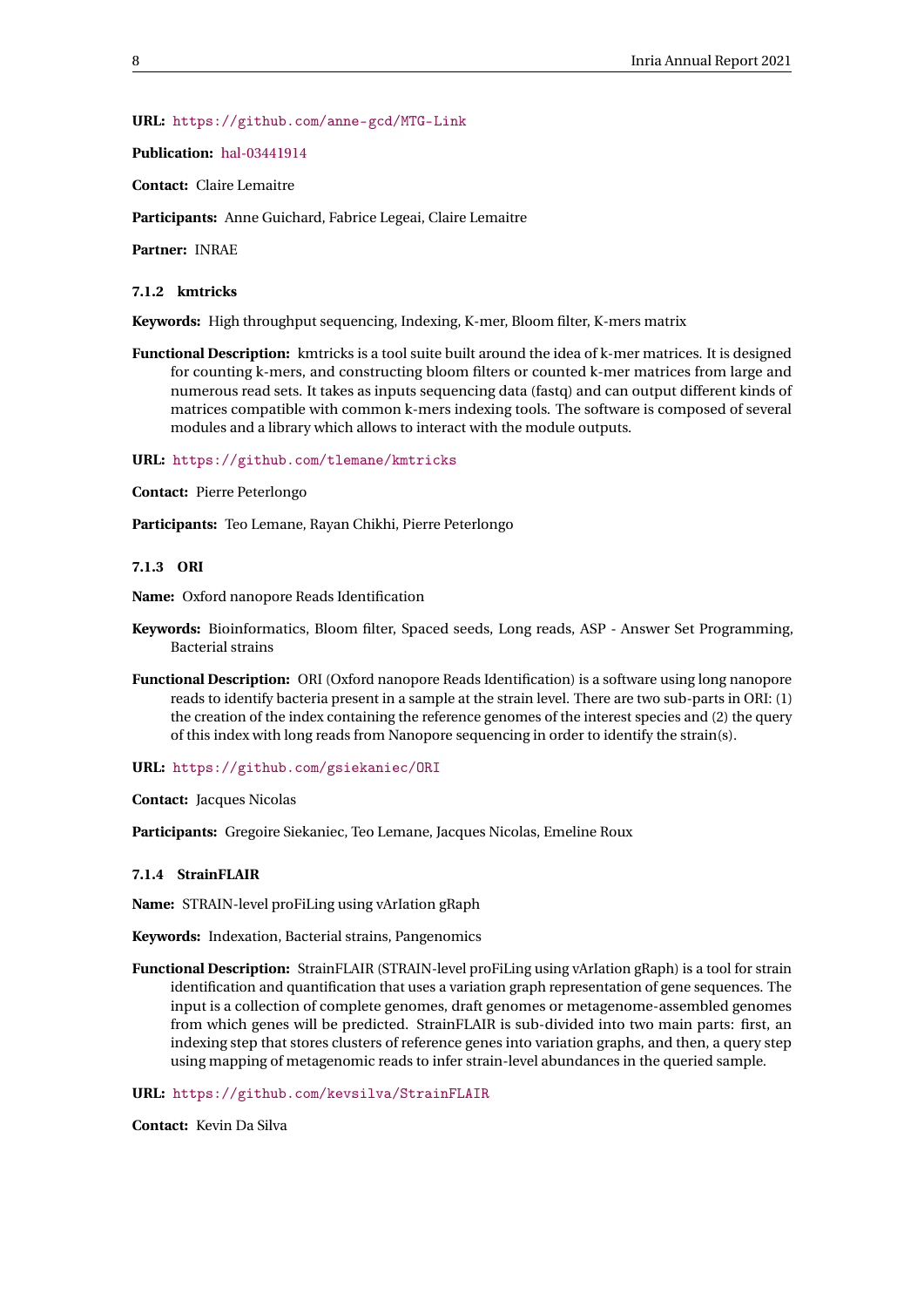**URL:** https://github.com/anne-gcd/MTG-Link

**Publication:** hal-03441914

**Contact:** Claire Lemaitre

**Participants:** Anne Guichard, Fabrice Legeai, Claire Lemaitre

**Partner:** INRAE

#### 7.1.2 kmtricks

**Keywords:** High throughput sequencing, Indexing, K-mer, Bloom filter, K-mers matrix

**Functional Description:** kmtricks is a tool suite built around the idea of k-mer matrices. It is designed for counting k-mers, and constructing bloom filters or counted k-mer matrices from large and numerous read sets. It takes as inputs sequencing data (fastq) and can output different kinds of matrices compatible with common k-mers indexing tools. The software is composed of several modules and a library which allows to interact with the module outputs.

**URL:** https://github.com/tlemane/kmtricks

**Contact:** Pierre Peterlongo

**Participants:** Teo Lemane, Rayan Chikhi, Pierre Peterlongo

#### 7.1.3 ORI

**Name:** Oxford nanopore Reads Identification

**Keywords:** Bioinformatics, Bloom filter, Spaced seeds, Long reads, ASP - Answer Set Programming, Bacterial strains

**Functional Description:** ORI (Oxford nanopore Reads Identification) is a software using long nanopore reads to identify bacteria present in a sample at the strain level. There are two sub-parts in ORI: (1) the creation of the index containing the reference genomes of the interest species and (2) the query of this index with long reads from Nanopore sequencing in order to identify the strain(s).

**URL:** https://github.com/gsiekaniec/ORI

**Contact:** Jacques Nicolas

**Participants:** Gregoire Siekaniec, Teo Lemane, Jacques Nicolas, Emeline Roux

#### 7.1.4 StrainFLAIR

**Name:** STRAIN-level proFiLing using vArIation gRaph

**Keywords:** Indexation, Bacterial strains, Pangenomics

**Functional Description:** StrainFLAIR (STRAIN-level proFiLing using vArIation gRaph) is a tool for strain identification and quantification that uses a variation graph representation of gene sequences. The input is a collection of complete genomes, draft genomes or metagenome-assembled genomes from which genes will be predicted. StrainFLAIR is sub-divided into two main parts: first, an indexing step that stores clusters of reference genes into variation graphs, and then, a query step using mapping of metagenomic reads to infer strain-level abundances in the queried sample.

**URL:** https://github.com/kevsilva/StrainFLAIR

**Contact:** Kevin Da Silva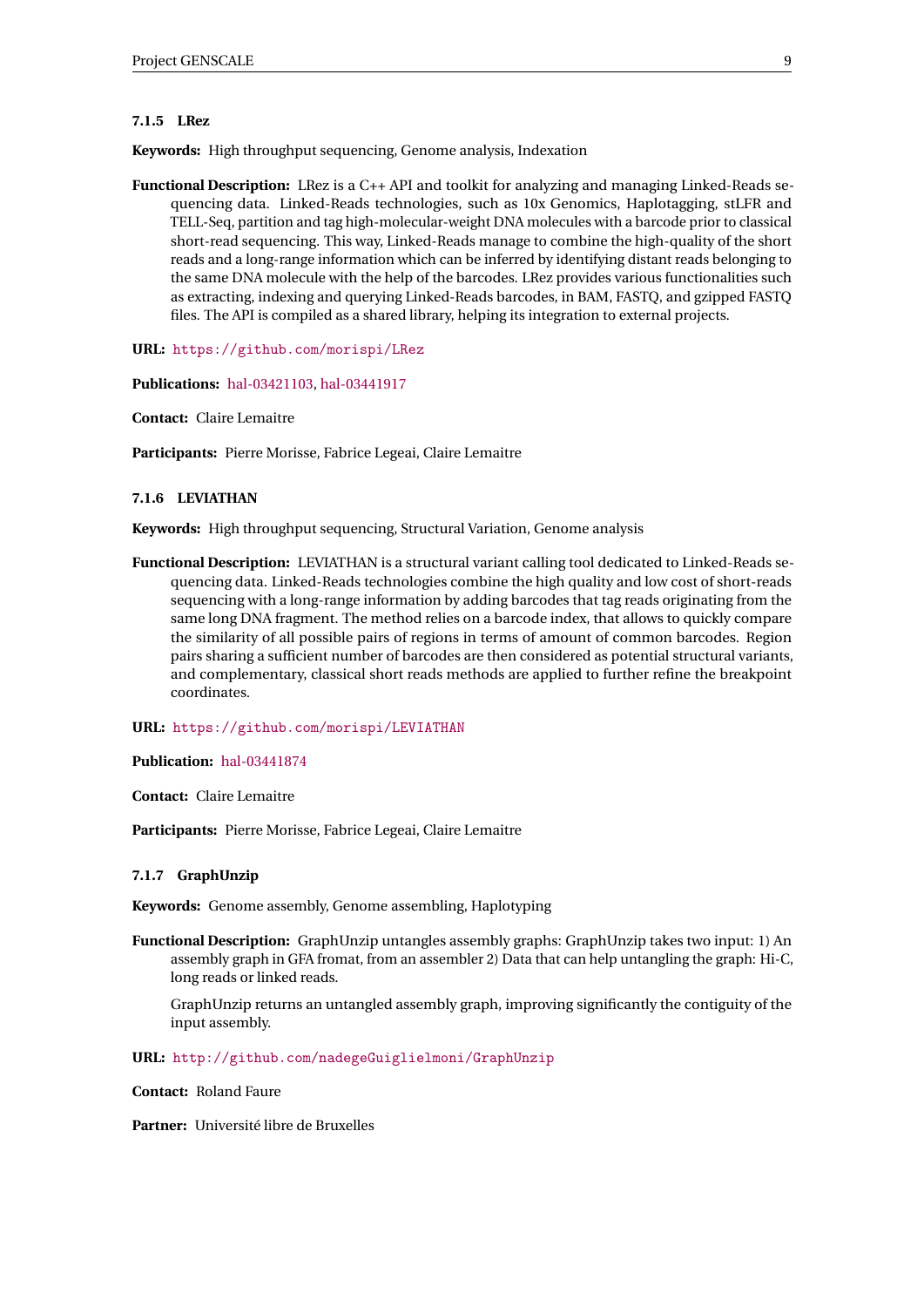#### 7.1.5 LRez

**Keywords:** High throughput sequencing, Genome analysis, Indexation

**Functional Description:** LRez is a C++ API and toolkit for analyzing and managing Linked-Reads sequencing data. Linked-Reads technologies, such as 10x Genomics, Haplotagging, stLFR and TELL-Seq, partition and tag high-molecular-weight DNA molecules with a barcode prior to classical short-read sequencing. This way, Linked-Reads manage to combine the high-quality of the short reads and a long-range information which can be inferred by identifying distant reads belonging to the same DNA molecule with the help of the barcodes. LRez provides various functionalities such as extracting, indexing and querying Linked-Reads barcodes, in BAM, FASTQ, and gzipped FASTQ files. The API is compiled as a shared library, helping its integration to external projects.

**URL:** https://github.com/morispi/LRez

**Publications:** hal-03421103, hal-03441917

**Contact:** Claire Lemaitre

**Participants:** Pierre Morisse, Fabrice Legeai, Claire Lemaitre

#### 7.1.6 LEVIATHAN

**Keywords:** High throughput sequencing, Structural Variation, Genome analysis

**Functional Description:** LEVIATHAN is a structural variant calling tool dedicated to Linked-Reads sequencing data. Linked-Reads technologies combine the high quality and low cost of short-reads sequencing with a long-range information by adding barcodes that tag reads originating from the same long DNA fragment. The method relies on a barcode index, that allows to quickly compare the similarity of all possible pairs of regions in terms of amount of common barcodes. Region pairs sharing a sufficient number of barcodes are then considered as potential structural variants, and complementary, classical short reads methods are applied to further refine the breakpoint coordinates.

**URL:** https://github.com/morispi/LEVIATHAN

**Publication:** hal-03441874

**Contact:** Claire Lemaitre

**Participants:** Pierre Morisse, Fabrice Legeai, Claire Lemaitre

#### 7.1.7 GraphUnzip

**Keywords:** Genome assembly, Genome assembling, Haplotyping

**Functional Description:** GraphUnzip untangles assembly graphs: GraphUnzip takes two input: 1) An assembly graph in GFA fromat, from an assembler 2) Data that can help untangling the graph: Hi-C, long reads or linked reads.

GraphUnzip returns an untangled assembly graph, improving significantly the contiguity of the input assembly.

**URL:** http://github.com/nadegeGuiglielmoni/GraphUnzip

**Contact:** Roland Faure

**Partner:** Université libre de Bruxelles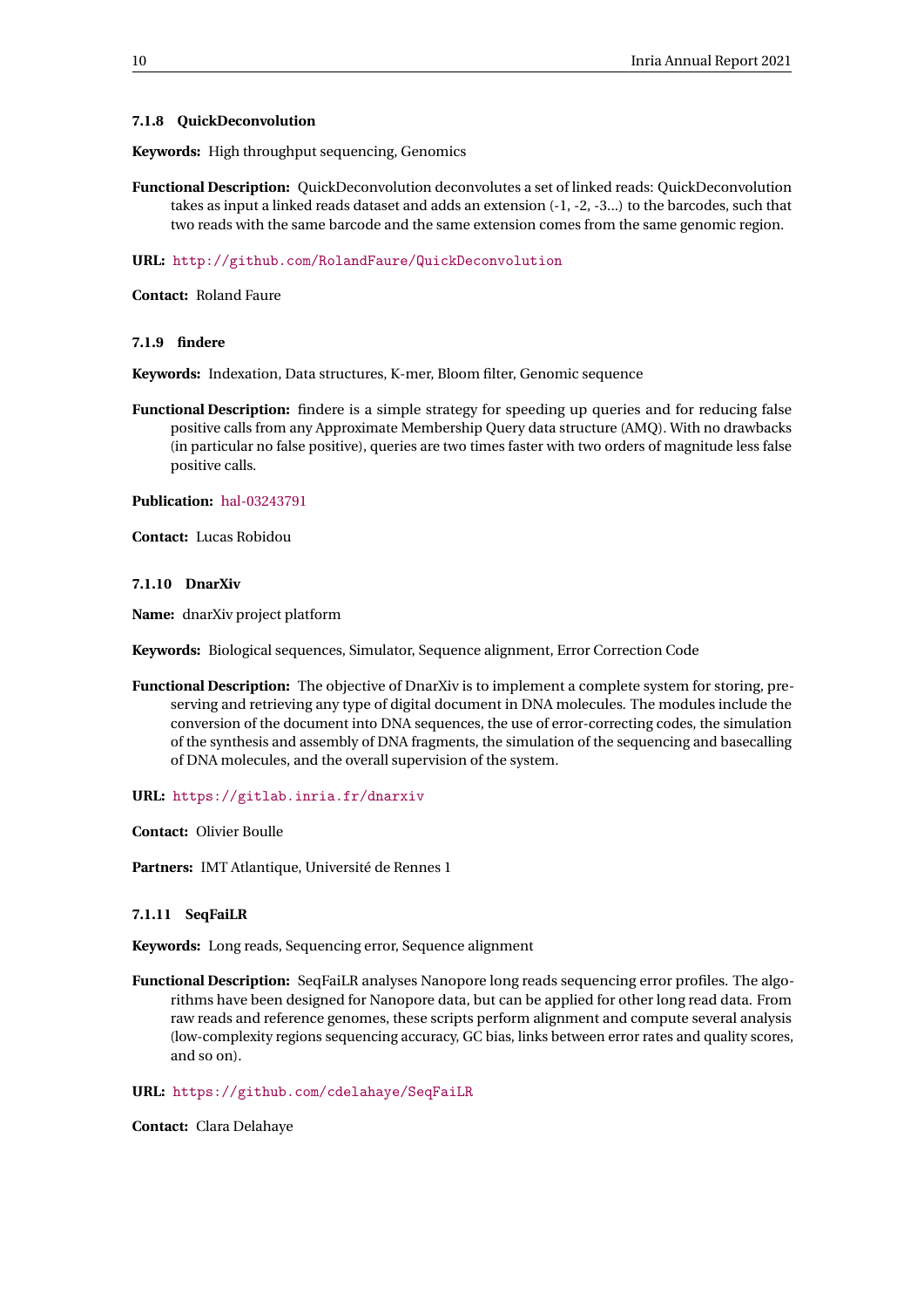#### 7.1.8 QuickDeconvolution

**Keywords:** High throughput sequencing, Genomics

**Functional Description:** QuickDeconvolution deconvolutes a set of linked reads: QuickDeconvolution takes as input a linked reads dataset and adds an extension (-1, -2, -3...) to the barcodes, such that two reads with the same barcode and the same extension comes from the same genomic region.

**URL:** http://github.com/RolandFaure/QuickDeconvolution

**Contact:** Roland Faure

#### 7.1.9 findere

**Keywords:** Indexation, Data structures, K-mer, Bloom filter, Genomic sequence

**Functional Description:** findere is a simple strategy for speeding up queries and for reducing false positive calls from any Approximate Membership Query data structure (AMQ). With no drawbacks (in particular no false positive), queries are two times faster with two orders of magnitude less false positive calls.

**Publication:** hal-03243791

**Contact:** Lucas Robidou

#### 7.1.10 DnarXiv

**Name:** dnarXiv project platform

**Keywords:** Biological sequences, Simulator, Sequence alignment, Error Correction Code

**Functional Description:** The objective of DnarXiv is to implement a complete system for storing, preserving and retrieving any type of digital document in DNA molecules. The modules include the conversion of the document into DNA sequences, the use of error-correcting codes, the simulation of the synthesis and assembly of DNA fragments, the simulation of the sequencing and basecalling of DNA molecules, and the overall supervision of the system.

**URL:** https://gitlab.inria.fr/dnarxiv

**Contact:** Olivier Boulle

**Partners:** IMT Atlantique, Université de Rennes 1

#### 7.1.11 SeqFaiLR

**Keywords:** Long reads, Sequencing error, Sequence alignment

**Functional Description:** SeqFaiLR analyses Nanopore long reads sequencing error profiles. The algorithms have been designed for Nanopore data, but can be applied for other long read data. From raw reads and reference genomes, these scripts perform alignment and compute several analysis (low-complexity regions sequencing accuracy, GC bias, links between error rates and quality scores, and so on).

**URL:** https://github.com/cdelahaye/SeqFaiLR

**Contact:** Clara Delahaye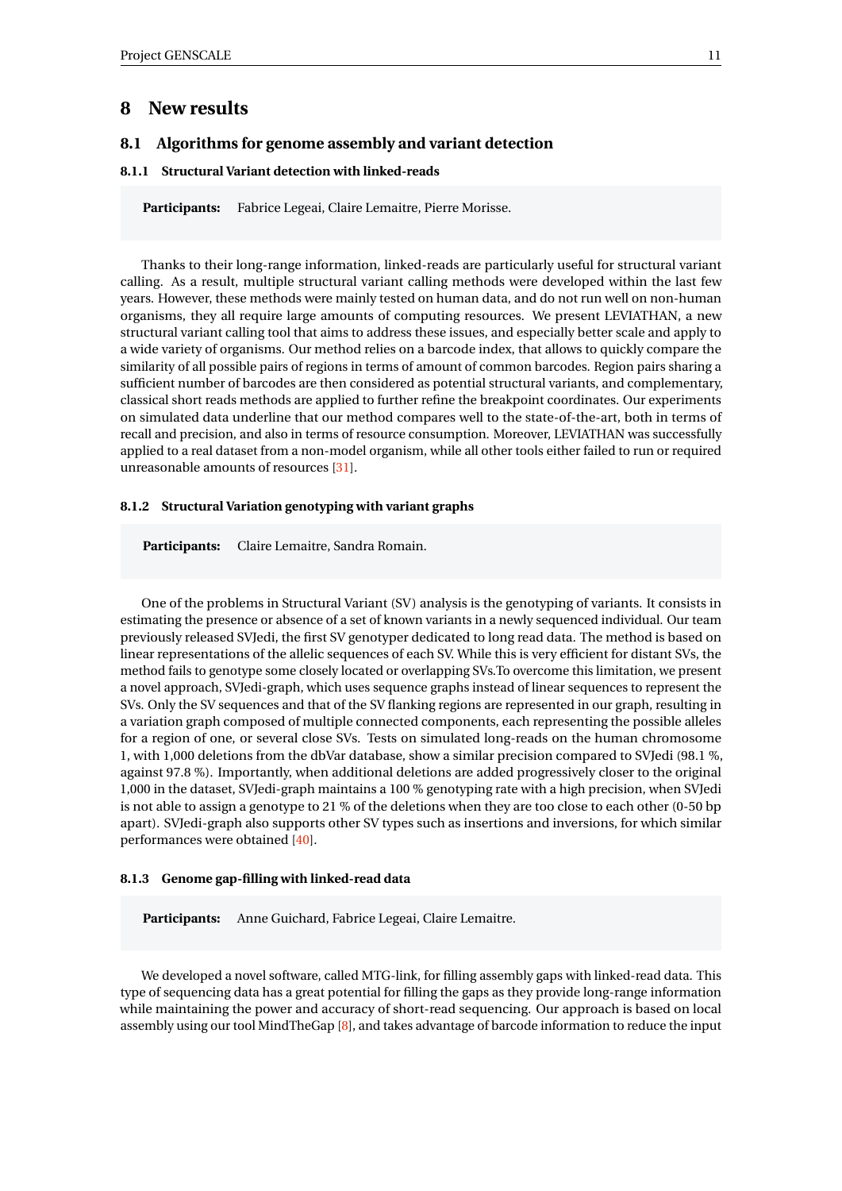# 8 New results

## 8.1 Algorithms for genome assembly and variant detection

### 8.1.1 Structural Variant detection with linked-reads

**Participants:** Fabrice Legeai, Claire Lemaitre, Pierre Morisse.

Thanks to their long-range information, linked-reads are particularly useful for structural variant calling. As a result, multiple structural variant calling methods were developed within the last few years. However, these methods were mainly tested on human data, and do not run well on non-human organisms, they all require large amounts of computing resources. We present LEVIATHAN, a new structural variant calling tool that aims to address these issues, and especially better scale and apply to a wide variety of organisms. Our method relies on a barcode index, that allows to quickly compare the similarity of all possible pairs of regions in terms of amount of common barcodes. Region pairs sharing a sufficient number of barcodes are then considered as potential structural variants, and complementary, classical short reads methods are applied to further refine the breakpoint coordinates. Our experiments on simulated data underline that our method compares well to the state-of-the-art, both in terms of recall and precision, and also in terms of resource consumption. Moreover, LEVIATHAN was successfully applied to a real dataset from a non-model organism, while all other tools either failed to run or required unreasonable amounts of resources [31].

### 8.1.2 Structural Variation genotyping with variant graphs

**Participants:** Claire Lemaitre, Sandra Romain.

One of the problems in Structural Variant (SV) analysis is the genotyping of variants. It consists in estimating the presence or absence of a set of known variants in a newly sequenced individual. Our team previously released SVJedi, the first SV genotyper dedicated to long read data. The method is based on linear representations of the allelic sequences of each SV. While this is very efficient for distant SVs, the method fails to genotype some closely located or overlapping SVs.To overcome this limitation, we present a novel approach, SVJedi-graph, which uses sequence graphs instead of linear sequences to represent the SVs. Only the SV sequences and that of the SV flanking regions are represented in our graph, resulting in a variation graph composed of multiple connected components, each representing the possible alleles for a region of one, or several close SVs. Tests on simulated long-reads on the human chromosome 1, with 1,000 deletions from the dbVar database, show a similar precision compared to SVJedi (98.1 %, against 97.8 %). Importantly, when additional deletions are added progressively closer to the original 1,000 in the dataset, SVJedi-graph maintains a 100 % genotyping rate with a high precision, when SVJedi is not able to assign a genotype to 21 % of the deletions when they are too close to each other (0-50 bp apart). SVJedi-graph also supports other SV types such as insertions and inversions, for which similar performances were obtained [40].

### 8.1.3 Genome gap-filling with linked-read data

**Participants:** Anne Guichard, Fabrice Legeai, Claire Lemaitre.

We developed a novel software, called MTG-link, for filling assembly gaps with linked-read data. This type of sequencing data has a great potential for filling the gaps as they provide long-range information while maintaining the power and accuracy of short-read sequencing. Our approach is based on local assembly using our tool MindTheGap [8], and takes advantage of barcode information to reduce the input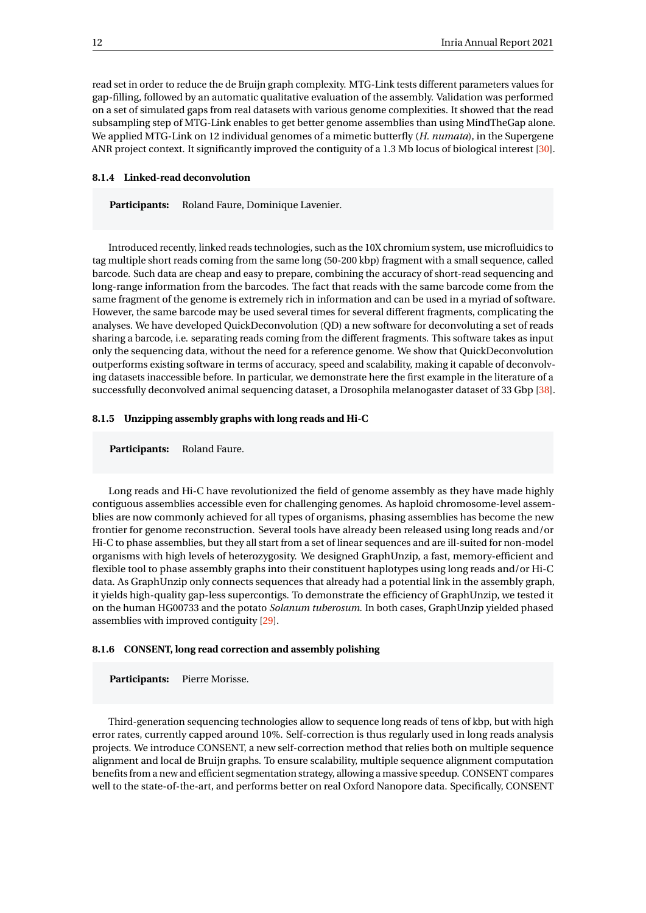read set in order to reduce the de Bruijn graph complexity. MTG-Link tests different parameters values for gap-filling, followed by an automatic qualitative evaluation of the assembly. Validation was performed on a set of simulated gaps from real datasets with various genome complexities. It showed that the read subsampling step of MTG-Link enables to get better genome assemblies than using MindTheGap alone. We applied MTG-Link on 12 individual genomes of a mimetic butterfly (*H. numata*), in the Supergene ANR project context. It significantly improved the contiguity of a 1.3 Mb locus of biological interest [30].

#### 8.1.4 Linked-read deconvolution

**Participants:** Roland Faure, Dominique Lavenier.

Introduced recently, linked reads technologies, such as the 10X chromium system, use microfluidics to tag multiple short reads coming from the same long (50-200 kbp) fragment with a small sequence, called barcode. Such data are cheap and easy to prepare, combining the accuracy of short-read sequencing and long-range information from the barcodes. The fact that reads with the same barcode come from the same fragment of the genome is extremely rich in information and can be used in a myriad of software. However, the same barcode may be used several times for several different fragments, complicating the analyses. We have developed QuickDeconvolution (QD) a new software for deconvoluting a set of reads sharing a barcode, i.e. separating reads coming from the different fragments. This software takes as input only the sequencing data, without the need for a reference genome. We show that QuickDeconvolution outperforms existing software in terms of accuracy, speed and scalability, making it capable of deconvolving datasets inaccessible before. In particular, we demonstrate here the first example in the literature of a successfully deconvolved animal sequencing dataset, a Drosophila melanogaster dataset of 33 Gbp [38].

#### 8.1.5 Unzipping assembly graphs with long reads and Hi-C

**Participants:** Roland Faure.

Long reads and Hi-C have revolutionized the field of genome assembly as they have made highly contiguous assemblies accessible even for challenging genomes. As haploid chromosome-level assemblies are now commonly achieved for all types of organisms, phasing assemblies has become the new frontier for genome reconstruction. Several tools have already been released using long reads and/or Hi-C to phase assemblies, but they all start from a set of linear sequences and are ill-suited for non-model organisms with high levels of heterozygosity. We designed GraphUnzip, a fast, memory-efficient and flexible tool to phase assembly graphs into their constituent haplotypes using long reads and/or Hi-C data. As GraphUnzip only connects sequences that already had a potential link in the assembly graph, it yields high-quality gap-less supercontigs. To demonstrate the efficiency of GraphUnzip, we tested it on the human HG00733 and the potato *Solanum tuberosum*. In both cases, GraphUnzip yielded phased assemblies with improved contiguity [29].

#### 8.1.6 CONSENT, long read correction and assembly polishing

**Participants:** Pierre Morisse.

Third-generation sequencing technologies allow to sequence long reads of tens of kbp, but with high error rates, currently capped around 10%. Self-correction is thus regularly used in long reads analysis projects. We introduce CONSENT, a new self-correction method that relies both on multiple sequence alignment and local de Bruijn graphs. To ensure scalability, multiple sequence alignment computation benefits from a new and efficient segmentation strategy, allowing a massive speedup. CONSENT compares well to the state-of-the-art, and performs better on real Oxford Nanopore data. Specifically, CONSENT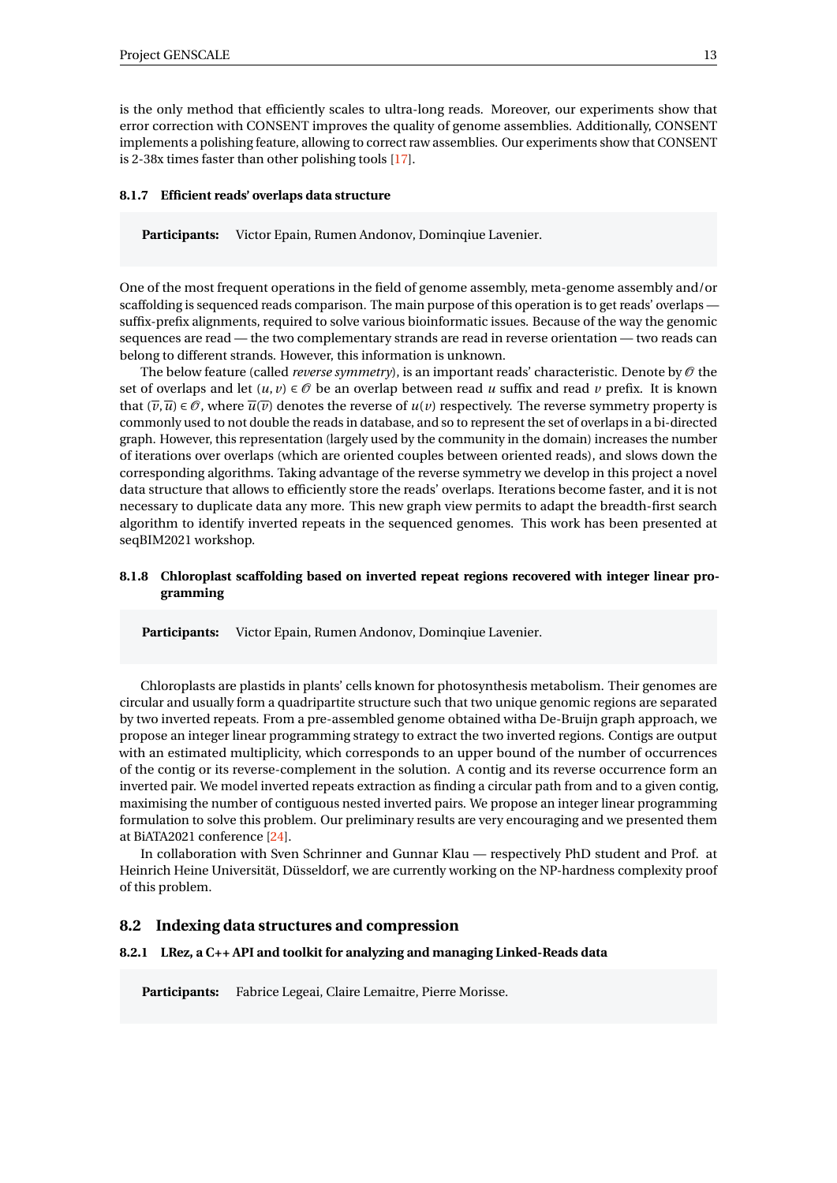is the only method that efficiently scales to ultra-long reads. Moreover, our experiments show that error correction with CONSENT improves the quality of genome assemblies. Additionally, CONSENT implements a polishing feature, allowing to correct raw assemblies. Our experiments show that CONSENT is 2-38x times faster than other polishing tools [17].

#### 8.1.7 Efficient reads' overlaps data structure

**Participants:** Victor Epain, Rumen Andonov, Dominqiue Lavenier.

One of the most frequent operations in the field of genome assembly, meta-genome assembly and/or scaffolding is sequenced reads comparison. The main purpose of this operation is to get reads' overlaps — suffix-prefix alignments, required to solve various bioinformatic issues. Because of the way the genomic sequences are read — the two complementary strands are read in reverse orientation — two reads can belong to different strands. However, this information is unknown.

The below feature (called *reverse symmetry*), is an important reads' characteristic. Denote by $\mathcal{O}$ the set of overlaps and let $(u, v) \in \mathcal{O}$ be an overlap between read $u$ suffix and read $v$ prefix. It is known that $(\overline{v}, \overline{u}) \in \mathcal{O}$, where $\overline{u}(\overline{v})$ denotes the reverse of $u(v)$ respectively. The reverse symmetry property is commonly used to not double the reads in database, and so to represent the set of overlaps in a bi-directed graph. However, this representation (largely used by the community in the domain) increases the number of iterations over overlaps (which are oriented couples between oriented reads), and slows down the corresponding algorithms. Taking advantage of the reverse symmetry we develop in this project a novel data structure that allows to efficiently store the reads' overlaps. Iterations become faster, and it is not necessary to duplicate data any more. This new graph view permits to adapt the breadth-first search algorithm to identify inverted repeats in the sequenced genomes. This work has been presented at seqBIM2021 workshop.

#### 8.1.8 Chloroplast scaffolding based on inverted repeat regions recovered with integer linear programming

**Participants:** Victor Epain, Rumen Andonov, Dominqiue Lavenier.

Chloroplasts are plastids in plants' cells known for photosynthesis metabolism. Their genomes are circular and usually form a quadripartite structure such that two unique genomic regions are separated by two inverted repeats. From a pre-assembled genome obtained witha De-Bruijn graph approach, we propose an integer linear programming strategy to extract the two inverted regions. Contigs are output with an estimated multiplicity, which corresponds to an upper bound of the number of occurrences of the contig or its reverse-complement in the solution. A contig and its reverse occurrence form an inverted pair. We model inverted repeats extraction as finding a circular path from and to a given contig, maximising the number of contiguous nested inverted pairs. We propose an integer linear programming formulation to solve this problem. Our preliminary results are very encouraging and we presented them at BiATA2021 conference [24].

In collaboration with Sven Schrinner and Gunnar Klau — respectively PhD student and Prof. at Heinrich Heine Universität, Düsseldorf, we are currently working on the NP-hardness complexity proof of this problem.

### 8.2 Indexing data structures and compression

#### 8.2.1 LRez, a C++ API and toolkit for analyzing and managing Linked-Reads data

**Participants:** Fabrice Legeai, Claire Lemaitre, Pierre Morisse.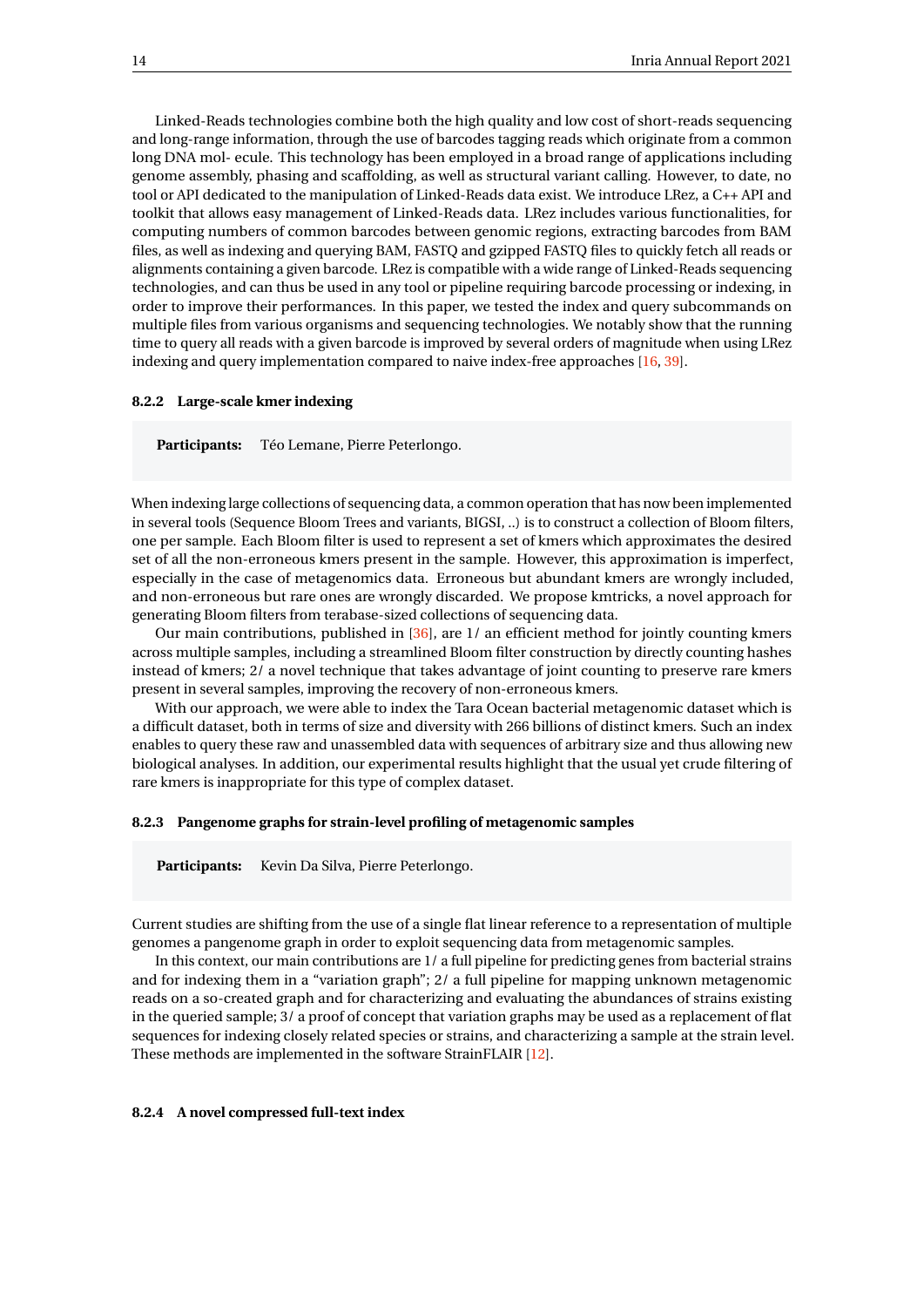Linked-Reads technologies combine both the high quality and low cost of short-reads sequencing and long-range information, through the use of barcodes tagging reads which originate from a common long DNA mol- ecule. This technology has been employed in a broad range of applications including genome assembly, phasing and scaffolding, as well as structural variant calling. However, to date, no tool or API dedicated to the manipulation of Linked-Reads data exist. We introduce LRez, a C++ API and toolkit that allows easy management of Linked-Reads data. LRez includes various functionalities, for computing numbers of common barcodes between genomic regions, extracting barcodes from BAM files, as well as indexing and querying BAM, FASTQ and gzipped FASTQ files to quickly fetch all reads or alignments containing a given barcode. LRez is compatible with a wide range of Linked-Reads sequencing technologies, and can thus be used in any tool or pipeline requiring barcode processing or indexing, in order to improve their performances. In this paper, we tested the index and query subcommands on multiple files from various organisms and sequencing technologies. We notably show that the running time to query all reads with a given barcode is improved by several orders of magnitude when using LRez indexing and query implementation compared to naive index-free approaches [16, 39].

#### 8.2.2 Large-scale kmer indexing

**Participants:** Téo Lemane, Pierre Peterlongo.

When indexing large collections of sequencing data, a common operation that has now been implemented in several tools (Sequence Bloom Trees and variants, BIGSI, ..) is to construct a collection of Bloom filters, one per sample. Each Bloom filter is used to represent a set of kmers which approximates the desired set of all the non-erroneous kmers present in the sample. However, this approximation is imperfect, especially in the case of metagenomics data. Erroneous but abundant kmers are wrongly included, and non-erroneous but rare ones are wrongly discarded. We propose kmtricks, a novel approach for generating Bloom filters from terabase-sized collections of sequencing data.

Our main contributions, published in [36], are 1/ an efficient method for jointly counting kmers across multiple samples, including a streamlined Bloom filter construction by directly counting hashes instead of kmers; 2/ a novel technique that takes advantage of joint counting to preserve rare kmers present in several samples, improving the recovery of non-erroneous kmers.

With our approach, we were able to index the Tara Ocean bacterial metagenomic dataset which is a difficult dataset, both in terms of size and diversity with 266 billions of distinct kmers. Such an index enables to query these raw and unassembled data with sequences of arbitrary size and thus allowing new biological analyses. In addition, our experimental results highlight that the usual yet crude filtering of rare kmers is inappropriate for this type of complex dataset.

#### 8.2.3 Pangenome graphs for strain-level profiling of metagenomic samples

**Participants:** Kevin Da Silva, Pierre Peterlongo.

Current studies are shifting from the use of a single flat linear reference to a representation of multiple genomes a pangenome graph in order to exploit sequencing data from metagenomic samples.

In this context, our main contributions are 1/ a full pipeline for predicting genes from bacterial strains and for indexing them in a "variation graph"; 2/ a full pipeline for mapping unknown metagenomic reads on a so-created graph and for characterizing and evaluating the abundances of strains existing in the queried sample; 3/ a proof of concept that variation graphs may be used as a replacement of flat sequences for indexing closely related species or strains, and characterizing a sample at the strain level. These methods are implemented in the software StrainFLAIR [12].

#### 8.2.4 A novel compressed full-text index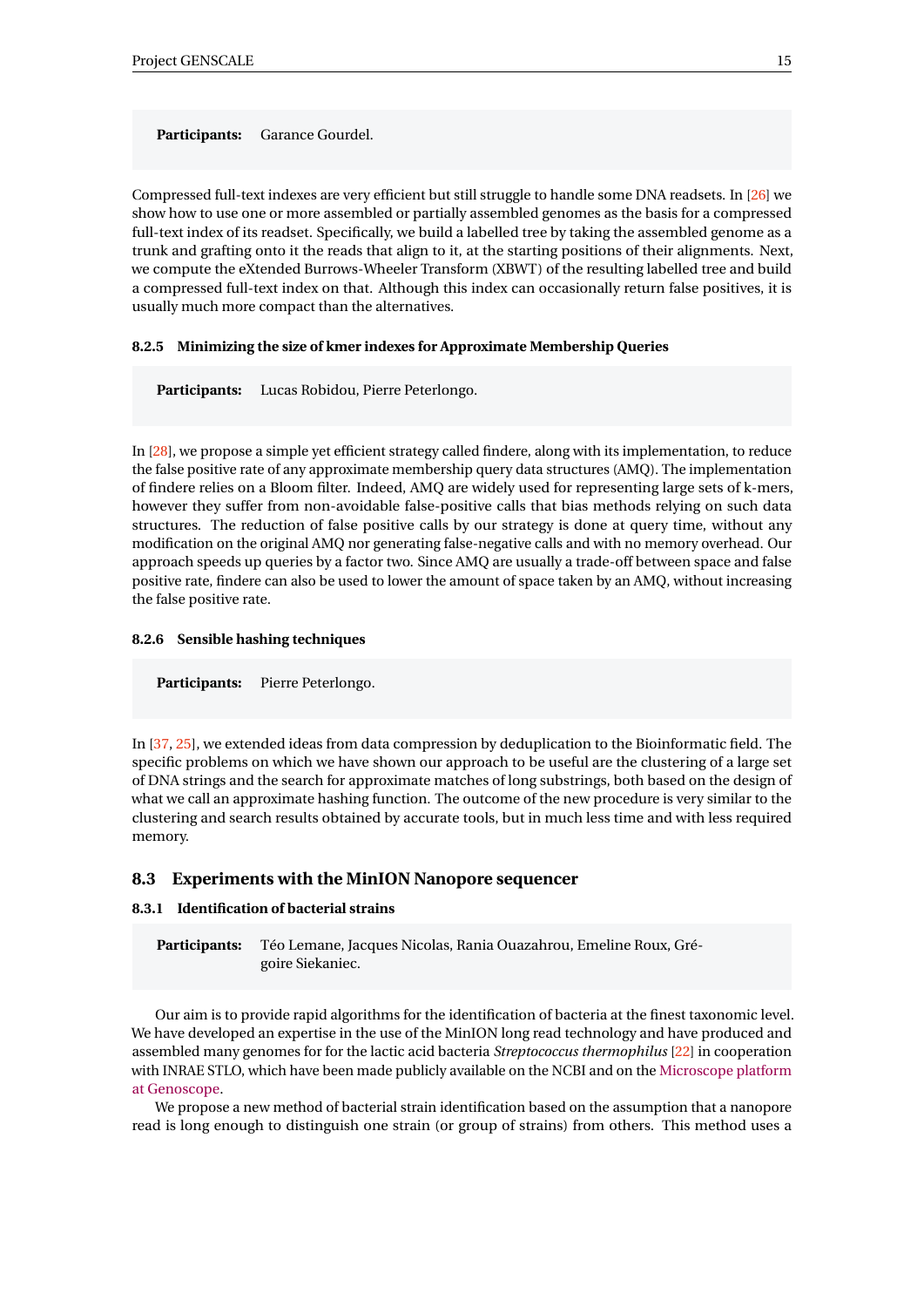**Participants:** Garance Gourdel.

Compressed full-text indexes are very efficient but still struggle to handle some DNA readsets. In [26] we show how to use one or more assembled or partially assembled genomes as the basis for a compressed full-text index of its readset. Specifically, we build a labelled tree by taking the assembled genome as a trunk and grafting onto it the reads that align to it, at the starting positions of their alignments. Next, we compute the eXtended Burrows-Wheeler Transform (XBWT) of the resulting labelled tree and build a compressed full-text index on that. Although this index can occasionally return false positives, it is usually much more compact than the alternatives.

#### 8.2.5 Minimizing the size of kmer indexes for Approximate Membership Queries

**Participants:** Lucas Robidou, Pierre Peterlongo.

In [28], we propose a simple yet efficient strategy called findere, along with its implementation, to reduce the false positive rate of any approximate membership query data structures (AMQ). The implementation of findere relies on a Bloom filter. Indeed, AMQ are widely used for representing large sets of k-mers, however they suffer from non-avoidable false-positive calls that bias methods relying on such data structures. The reduction of false positive calls by our strategy is done at query time, without any modification on the original AMQ nor generating false-negative calls and with no memory overhead. Our approach speeds up queries by a factor two. Since AMQ are usually a trade-off between space and false positive rate, findere can also be used to lower the amount of space taken by an AMQ, without increasing the false positive rate.

#### 8.2.6 Sensible hashing techniques

**Participants:** Pierre Peterlongo.

In [37, 25], we extended ideas from data compression by deduplication to the Bioinformatic field. The specific problems on which we have shown our approach to be useful are the clustering of a large set of DNA strings and the search for approximate matches of long substrings, both based on the design of what we call an approximate hashing function. The outcome of the new procedure is very similar to the clustering and search results obtained by accurate tools, but in much less time and with less required memory.

### 8.3 Experiments with the MinION Nanopore sequencer

#### 8.3.1 Identification of bacterial strains

**Participants:** Téo Lemane, Jacques Nicolas, Rania Ouazahrou, Emeline Roux, Grégoire Siekaniec.

Our aim is to provide rapid algorithms for the identification of bacteria at the finest taxonomic level. We have developed an expertise in the use of the MinION long read technology and have produced and assembled many genomes for for the lactic acid bacteria *Streptococcus thermophilus* [22] in cooperation with INRAE STLO, which have been made publicly available on the NCBI and on the Microscope platform at Genoscope.

We propose a new method of bacterial strain identification based on the assumption that a nanopore read is long enough to distinguish one strain (or group of strains) from others. This method uses a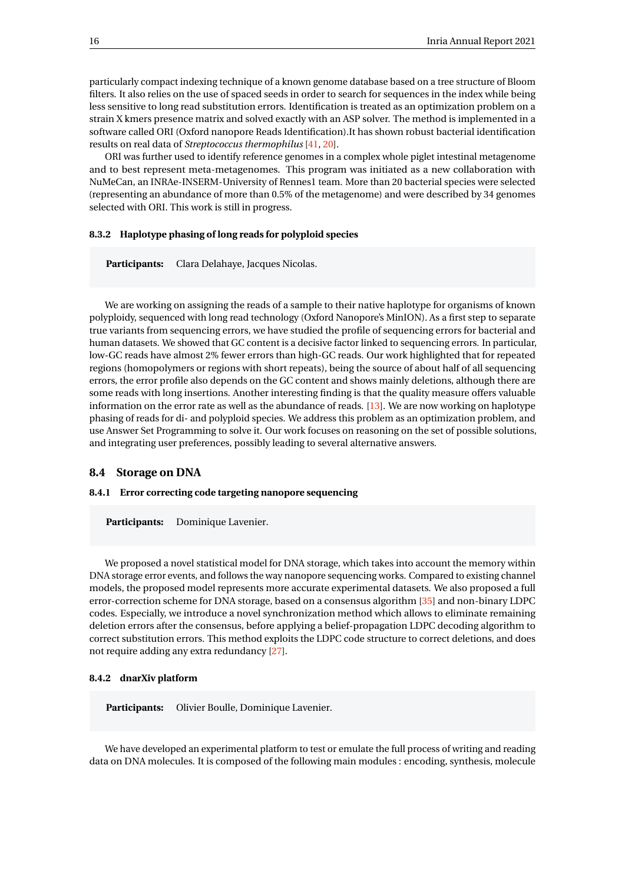particularly compact indexing technique of a known genome database based on a tree structure of Bloom filters. It also relies on the use of spaced seeds in order to search for sequences in the index while being less sensitive to long read substitution errors. Identification is treated as an optimization problem on a strain X kmers presence matrix and solved exactly with an ASP solver. The method is implemented in a software called ORI (Oxford nanopore Reads Identification).It has shown robust bacterial identification results on real data of *Streptococcus thermophilus* [41, 20].

ORI was further used to identify reference genomes in a complex whole piglet intestinal metagenome and to best represent meta-metagenomes. This program was initiated as a new collaboration with NuMeCan, an INRAe-INSERM-University of Rennes1 team. More than 20 bacterial species were selected (representing an abundance of more than 0.5% of the metagenome) and were described by 34 genomes selected with ORI. This work is still in progress.

#### 8.3.2 Haplotype phasing of long reads for polyploid species

**Participants:** Clara Delahaye, Jacques Nicolas.

We are working on assigning the reads of a sample to their native haplotype for organisms of known polyploidy, sequenced with long read technology (Oxford Nanopore's MinION). As a first step to separate true variants from sequencing errors, we have studied the profile of sequencing errors for bacterial and human datasets. We showed that GC content is a decisive factor linked to sequencing errors. In particular, low-GC reads have almost 2% fewer errors than high-GC reads. Our work highlighted that for repeated regions (homopolymers or regions with short repeats), being the source of about half of all sequencing errors, the error profile also depends on the GC content and shows mainly deletions, although there are some reads with long insertions. Another interesting finding is that the quality measure offers valuable information on the error rate as well as the abundance of reads. [13]. We are now working on haplotype phasing of reads for di- and polyploid species. We address this problem as an optimization problem, and use Answer Set Programming to solve it. Our work focuses on reasoning on the set of possible solutions, and integrating user preferences, possibly leading to several alternative answers.

### 8.4 Storage on DNA

#### 8.4.1 Error correcting code targeting nanopore sequencing

**Participants:** Dominique Lavenier.

We proposed a novel statistical model for DNA storage, which takes into account the memory within DNA storage error events, and follows the way nanopore sequencing works. Compared to existing channel models, the proposed model represents more accurate experimental datasets. We also proposed a full error-correction scheme for DNA storage, based on a consensus algorithm [35] and non-binary LDPC codes. Especially, we introduce a novel synchronization method which allows to eliminate remaining deletion errors after the consensus, before applying a belief-propagation LDPC decoding algorithm to correct substitution errors. This method exploits the LDPC code structure to correct deletions, and does not require adding any extra redundancy [27].

#### 8.4.2 dnarXiv platform

**Participants:** Olivier Boulle, Dominique Lavenier.

We have developed an experimental platform to test or emulate the full process of writing and reading data on DNA molecules. It is composed of the following main modules : encoding, synthesis, molecule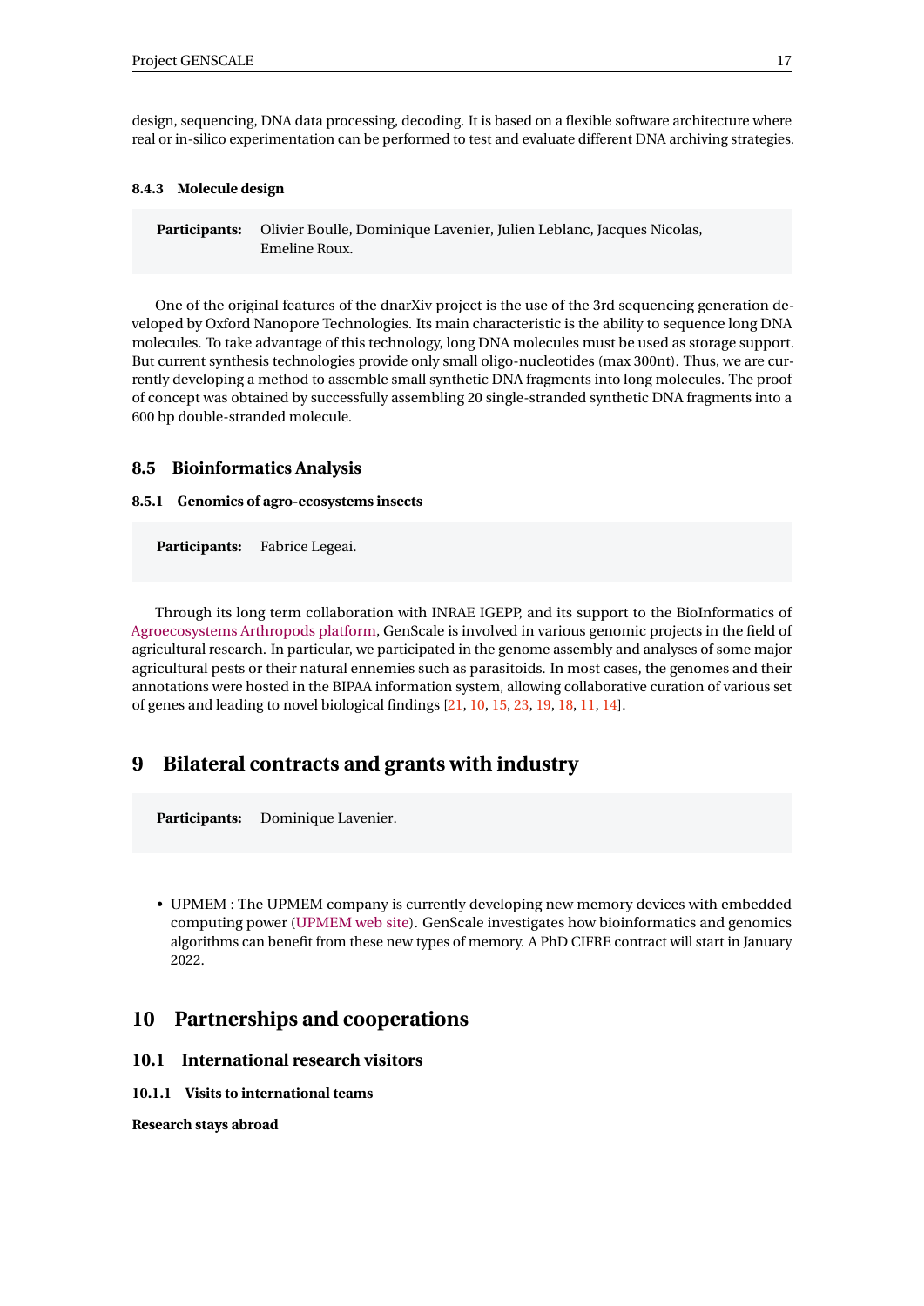design, sequencing, DNA data processing, decoding. It is based on a flexible software architecture where real or in-silico experimentation can be performed to test and evaluate different DNA archiving strategies.

#### 8.4.3 Molecule design

**Participants:** Olivier Boulle, Dominique Lavenier, Julien Leblanc, Jacques Nicolas, Emeline Roux.

One of the original features of the dnarXiv project is the use of the 3rd sequencing generation developed by Oxford Nanopore Technologies. Its main characteristic is the ability to sequence long DNA molecules. To take advantage of this technology, long DNA molecules must be used as storage support. But current synthesis technologies provide only small oligo-nucleotides (max 300nt). Thus, we are currently developing a method to assemble small synthetic DNA fragments into long molecules. The proof of concept was obtained by successfully assembling 20 single-stranded synthetic DNA fragments into a 600 bp double-stranded molecule.

### 8.5 Bioinformatics Analysis

#### 8.5.1 Genomics of agro-ecosystems insects

**Participants:** Fabrice Legeai.

Through its long term collaboration with INRAE IGEPP, and its support to the BioInformatics of Agroecosystems Arthropods platform, GenScale is involved in various genomic projects in the field of agricultural research. In particular, we participated in the genome assembly and analyses of some major agricultural pests or their natural ennemies such as parasitoids. In most cases, the genomes and their annotations were hosted in the BIPAA information system, allowing collaborative curation of various set of genes and leading to novel biological findings [21, 10, 15, 23, 19, 18, 11, 14].

## 9 Bilateral contracts and grants with industry

**Participants:** Dominique Lavenier.

- UPMEM : The UPMEM company is currently developing new memory devices with embedded computing power (UPMEM web site). GenScale investigates how bioinformatics and genomics algorithms can benefit from these new types of memory. A PhD CIFRE contract will start in January 2022.

## 10 Partnerships and cooperations

### 10.1 International research visitors

#### 10.1.1 Visits to international teams

**Research stays abroad**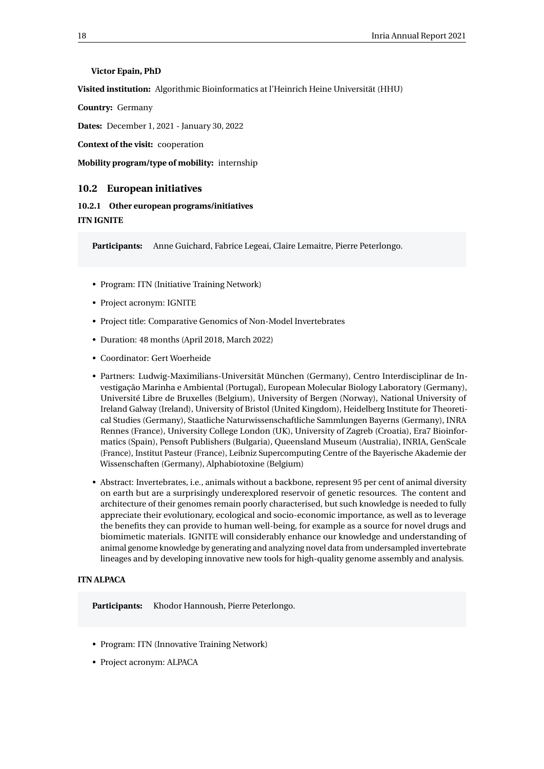**Victor Epain, PhD**

**Visited institution:** Algorithmic Bioinformatics at l'Heinrich Heine Universität (HHU)

**Country:** Germany

**Dates:** December 1, 2021 - January 30, 2022

**Context of the visit:** cooperation

**Mobility program/type of mobility:** internship

## 10.2 European initiatives

### 10.2.1 Other european programs/initiatives

**ITN IGNITE**

**Participants:** Anne Guichard, Fabrice Legeai, Claire Lemaitre, Pierre Peterlongo.

- Program: ITN (Initiative Training Network)
- Project acronym: IGNITE
- Project title: Comparative Genomics of Non-Model Invertebrates
- Duration: 48 months (April 2018, March 2022)
- Coordinator: Gert Woerheide
- Partners: Ludwig-Maximilians-Universität München (Germany), Centro Interdisciplinar de Investigação Marinha e Ambiental (Portugal), European Molecular Biology Laboratory (Germany), Université Libre de Bruxelles (Belgium), University of Bergen (Norway), National University of Ireland Galway (Ireland), University of Bristol (United Kingdom), Heidelberg Institute for Theoretical Studies (Germany), Staatliche Naturwissenschaftliche Sammlungen Bayerns (Germany), INRA Rennes (France), University College London (UK), University of Zagreb (Croatia), Era7 Bioinformatics (Spain), Pensoft Publishers (Bulgaria), Queensland Museum (Australia), INRIA, GenScale (France), Institut Pasteur (France), Leibniz Supercomputing Centre of the Bayerische Akademie der Wissenschaften (Germany), Alphabiotoxine (Belgium)
- Abstract: Invertebrates, i.e., animals without a backbone, represent 95 per cent of animal diversity on earth but are a surprisingly underexplored reservoir of genetic resources. The content and architecture of their genomes remain poorly characterised, but such knowledge is needed to fully appreciate their evolutionary, ecological and socio-economic importance, as well as to leverage the benefits they can provide to human well-being, for example as a source for novel drugs and biomimetic materials. IGNITE will considerably enhance our knowledge and understanding of animal genome knowledge by generating and analyzing novel data from undersampled invertebrate lineages and by developing innovative new tools for high-quality genome assembly and analysis.

**ITN ALPACA**

**Participants:** Khodor Hannoush, Pierre Peterlongo.

- Program: ITN (Innovative Training Network)
- Project acronym: ALPACA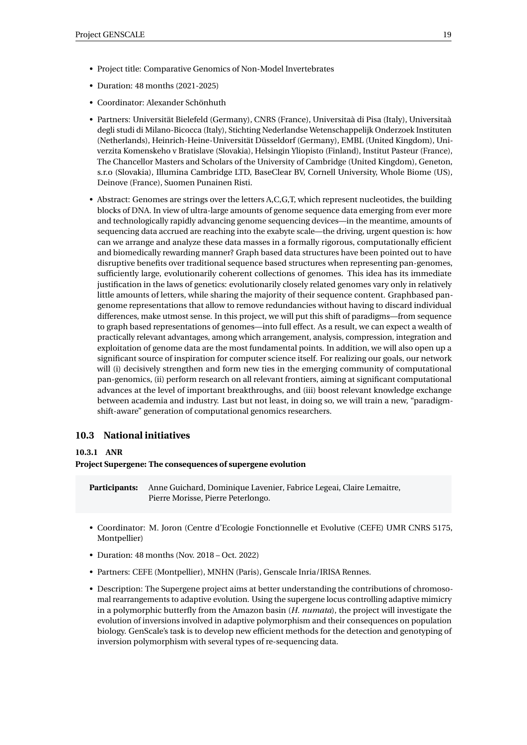- Project title: Comparative Genomics of Non-Model Invertebrates
- Duration: 48 months (2021-2025)
- Coordinator: Alexander Schönhuth
- Partners: Universität Bielefeld (Germany), CNRS (France), Universitaà di Pisa (Italy), Universitaà degli studi di Milano-Bicocca (Italy), Stichting Nederlandse Wetenschappelijk Onderzoek Instituten (Netherlands), Heinrich-Heine-Universität Düsseldorf (Germany), EMBL (United Kingdom), Univerzita Komenskeho v Bratislave (Slovakia), Helsingin Yliopisto (Finland), Institut Pasteur (France), The Chancellor Masters and Scholars of the University of Cambridge (United Kingdom), Geneton, s.r.o (Slovakia), Illumina Cambridge LTD, BaseClear BV, Cornell University, Whole Biome (US), Deinove (France), Suomen Punainen Risti.
- Abstract: Genomes are strings over the letters A,C,G,T, which represent nucleotides, the building blocks of DNA. In view of ultra-large amounts of genome sequence data emerging from ever more and technologically rapidly advancing genome sequencing devices—in the meantime, amounts of sequencing data accrued are reaching into the exabyte scale—the driving, urgent question is: how can we arrange and analyze these data masses in a formally rigorous, computationally efficient and biomedically rewarding manner? Graph based data structures have been pointed out to have disruptive benefits over traditional sequence based structures when representing pan-genomes, sufficiently large, evolutionarily coherent collections of genomes. This idea has its immediate justification in the laws of genetics: evolutionarily closely related genomes vary only in relatively little amounts of letters, while sharing the majority of their sequence content. Graphbased pangenome representations that allow to remove redundancies without having to discard individual differences, make utmost sense. In this project, we will put this shift of paradigms—from sequence to graph based representations of genomes—into full effect. As a result, we can expect a wealth of practically relevant advantages, among which arrangement, analysis, compression, integration and exploitation of genome data are the most fundamental points. In addition, we will also open up a significant source of inspiration for computer science itself. For realizing our goals, our network will (i) decisively strengthen and form new ties in the emerging community of computational pan-genomics, (ii) perform research on all relevant frontiers, aiming at significant computational advances at the level of important breakthroughs, and (iii) boost relevant knowledge exchange between academia and industry. Last but not least, in doing so, we will train a new, "paradigm-shift-aware" generation of computational genomics researchers.

## 10.3 National initiatives

### 10.3.1 ANR

**Project Supergene: The consequences of supergene evolution**

**Participants:** Anne Guichard, Dominique Lavenier, Fabrice Legeai, Claire Lemaitre, Pierre Morisse, Pierre Peterlongo.

- Coordinator: M. Joron (Centre d'Ecologie Fonctionnelle et Evolutive (CEFE) UMR CNRS 5175, Montpellier)
- Duration: 48 months (Nov. 2018 – Oct. 2022)
- Partners: CEFE (Montpellier), MNHN (Paris), Genscale Inria/IRISA Rennes.
- Description: The Supergene project aims at better understanding the contributions of chromosomal rearrangements to adaptive evolution. Using the supergene locus controlling adaptive mimicry in a polymorphic butterfly from the Amazon basin (*H. numata*), the project will investigate the evolution of inversions involved in adaptive polymorphism and their consequences on population biology. GenScale's task is to develop new efficient methods for the detection and genotyping of inversion polymorphism with several types of re-sequencing data.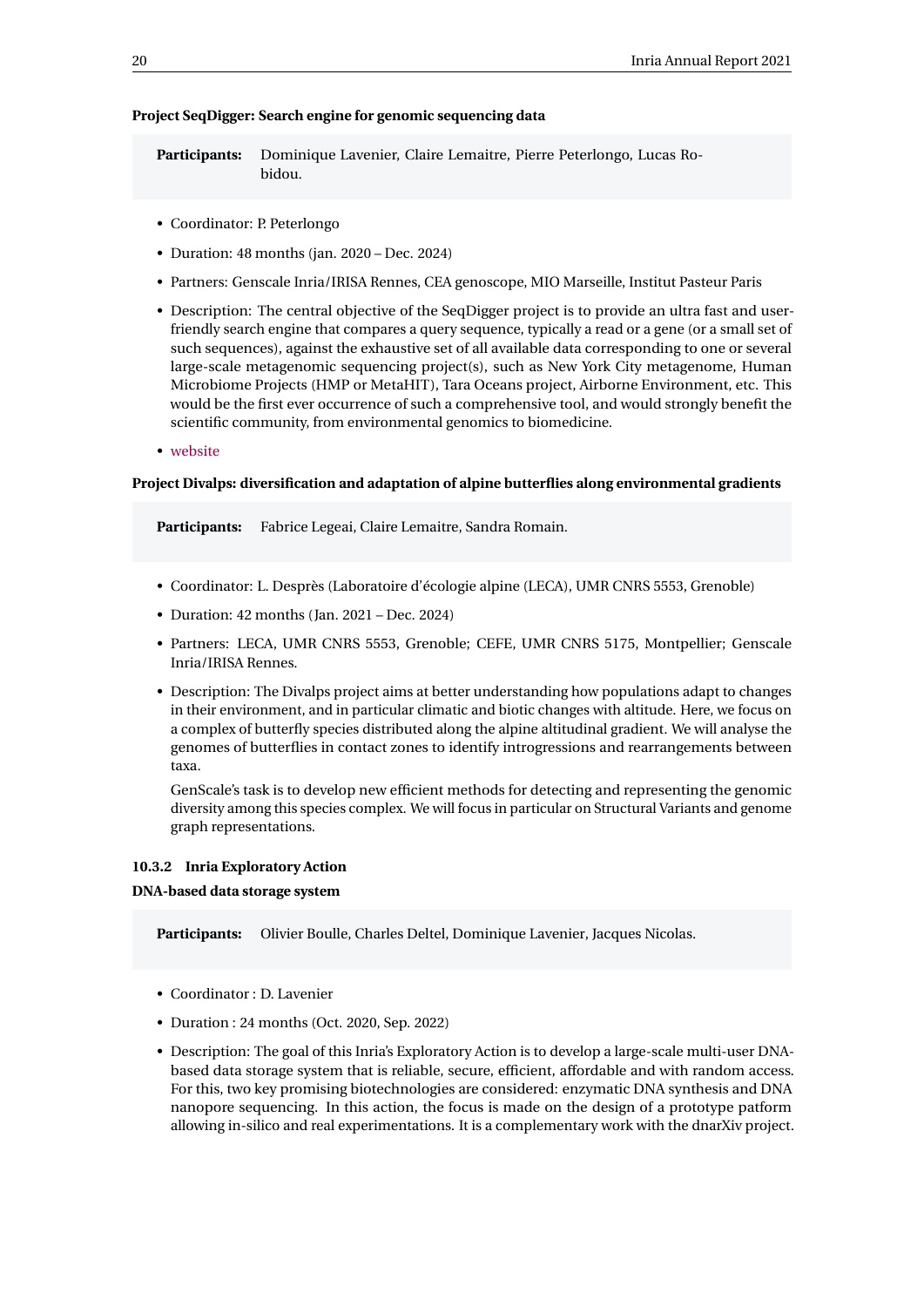**Project SeqDigger: Search engine for genomic sequencing data**

**Participants:** Dominique Lavenier, Claire Lemaitre, Pierre Peterlongo, Lucas Robidou.

- Coordinator: P. Peterlongo
- Duration: 48 months (jan. 2020 – Dec. 2024)
- Partners: Genscale Inria/IRISA Rennes, CEA genoscope, MIO Marseille, Institut Pasteur Paris
- Description: The central objective of the SeqDigger project is to provide an ultra fast and user-friendly search engine that compares a query sequence, typically a read or a gene (or a small set of such sequences), against the exhaustive set of all available data corresponding to one or several large-scale metagenomic sequencing project(s), such as New York City metagenome, Human Microbiome Projects (HMP or MetaHIT), Tara Oceans project, Airborne Environment, etc. This would be the first ever occurrence of such a comprehensive tool, and would strongly benefit the scientific community, from environmental genomics to biomedicine.
- website

**Project Divalps: diversification and adaptation of alpine butterflies along environmental gradients**

**Participants:** Fabrice Legeai, Claire Lemaitre, Sandra Romain.

- Coordinator: L. Desprès (Laboratoire d'écologie alpine (LECA), UMR CNRS 5553, Grenoble)
- Duration: 42 months (Jan. 2021 – Dec. 2024)
- Partners: LECA, UMR CNRS 5553, Grenoble; CEFE, UMR CNRS 5175, Montpellier; Genscale Inria/IRISA Rennes.
- Description: The Divalps project aims at better understanding how populations adapt to changes in their environment, and in particular climatic and biotic changes with altitude. Here, we focus on a complex of butterfly species distributed along the alpine altitudinal gradient. We will analyse the genomes of butterflies in contact zones to identify introgressions and rearrangements between taxa.

  GenScale's task is to develop new efficient methods for detecting and representing the genomic diversity among this species complex. We will focus in particular on Structural Variants and genome graph representations.

### 10.3.2 Inria Exploratory Action

**DNA-based data storage system**

**Participants:** Olivier Boulle, Charles Deltel, Dominique Lavenier, Jacques Nicolas.

- Coordinator : D. Lavenier
- Duration : 24 months (Oct. 2020, Sep. 2022)
- Description: The goal of this Inria's Exploratory Action is to develop a large-scale multi-user DNA-based data storage system that is reliable, secure, efficient, affordable and with random access. For this, two key promising biotechnologies are considered: enzymatic DNA synthesis and DNA nanopore sequencing. In this action, the focus is made on the design of a prototype patform allowing in-silico and real experimentations. It is a complementary work with the dnarXiv project.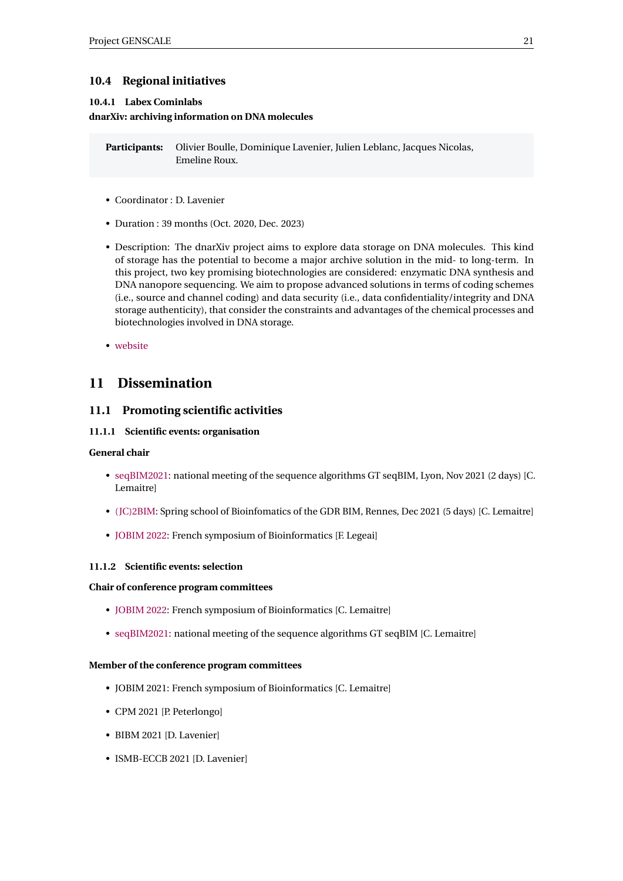### 10.4 Regional initiatives

#### 10.4.1 Labex Cominlabs

**dnarXiv: archiving information on DNA molecules**

**Participants:** Olivier Boulle, Dominique Lavenier, Julien Leblanc, Jacques Nicolas, Emeline Roux.

- Coordinator : D. Lavenier
- Duration : 39 months (Oct. 2020, Dec. 2023)
- Description: The dnarXiv project aims to explore data storage on DNA molecules. This kind of storage has the potential to become a major archive solution in the mid- to long-term. In this project, two key promising biotechnologies are considered: enzymatic DNA synthesis and DNA nanopore sequencing. We aim to propose advanced solutions in terms of coding schemes (i.e., source and channel coding) and data security (i.e., data confidentiality/integrity and DNA storage authenticity), that consider the constraints and advantages of the chemical processes and biotechnologies involved in DNA storage.
- website

## 11 Dissemination

### 11.1 Promoting scientific activities

#### 11.1.1 Scientific events: organisation

**General chair**

- seqBIM2021: national meeting of the sequence algorithms GT seqBIM, Lyon, Nov 2021 (2 days) [C. Lemaitre]
- (JC)2BIM: Spring school of Bioinfomatics of the GDR BIM, Rennes, Dec 2021 (5 days) [C. Lemaitre]
- JOBIM 2022: French symposium of Bioinformatics [F. Legeai]

#### 11.1.2 Scientific events: selection

**Chair of conference program committees**

- JOBIM 2022: French symposium of Bioinformatics [C. Lemaitre]
- seqBIM2021: national meeting of the sequence algorithms GT seqBIM [C. Lemaitre]

**Member of the conference program committees**

- JOBIM 2021: French symposium of Bioinformatics [C. Lemaitre]
- CPM 2021 [P. Peterlongo]
- BIBM 2021 [D. Lavenier]
- ISMB-ECCB 2021 [D. Lavenier]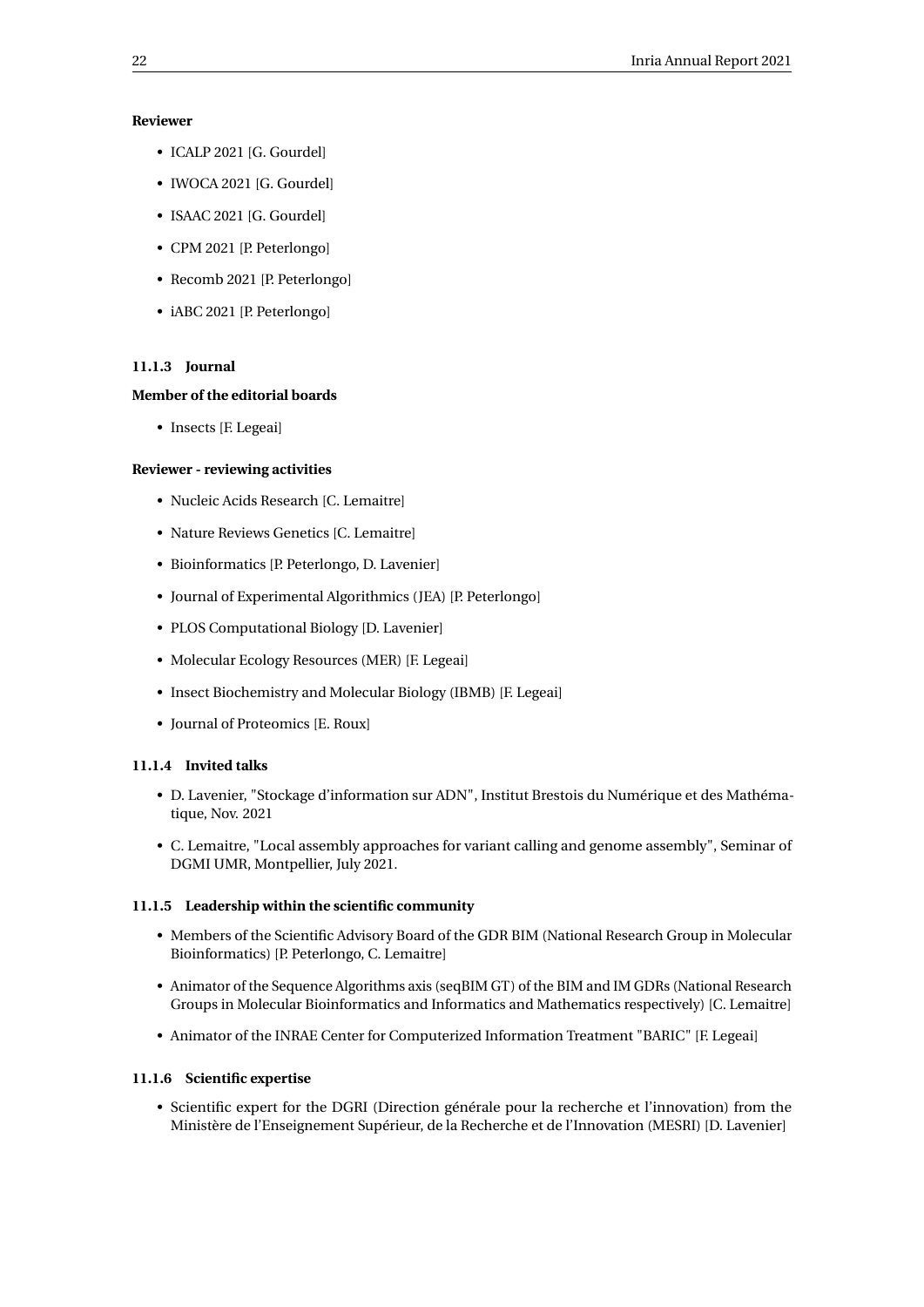**Reviewer**

- ICALP 2021 [G. Gourdel]
- IWOCA 2021 [G. Gourdel]
- ISAAC 2021 [G. Gourdel]
- CPM 2021 [P. Peterlongo]
- Recomb 2021 [P. Peterlongo]
- iABC 2021 [P. Peterlongo]

### 11.1.3 Journal

**Member of the editorial boards**

- Insects [F. Legeai]

**Reviewer - reviewing activities**

- Nucleic Acids Research [C. Lemaitre]
- Nature Reviews Genetics [C. Lemaitre]
- Bioinformatics [P. Peterlongo, D. Lavenier]
- Journal of Experimental Algorithmics (JEA) [P. Peterlongo]
- PLOS Computational Biology [D. Lavenier]
- Molecular Ecology Resources (MER) [F. Legeai]
- Insect Biochemistry and Molecular Biology (IBMB) [F. Legeai]
- Journal of Proteomics [E. Roux]

### 11.1.4 Invited talks

- D. Lavenier, "Stockage d'information sur ADN", Institut Brestois du Numérique et des Mathématique, Nov. 2021
- C. Lemaitre, "Local assembly approaches for variant calling and genome assembly", Seminar of DGMI UMR, Montpellier, July 2021.

### 11.1.5 Leadership within the scientific community

- Members of the Scientific Advisory Board of the GDR BIM (National Research Group in Molecular Bioinformatics) [P. Peterlongo, C. Lemaitre]
- Animator of the Sequence Algorithms axis (seqBIM GT) of the BIM and IM GDRs (National Research Groups in Molecular Bioinformatics and Informatics and Mathematics respectively) [C. Lemaitre]
- Animator of the INRAE Center for Computerized Information Treatment "BARIC" [F. Legeai]

### 11.1.6 Scientific expertise

- Scientific expert for the DGRI (Direction générale pour la recherche et l'innovation) from the Ministère de l'Enseignement Supérieur, de la Recherche et de l'Innovation (MESRI) [D. Lavenier]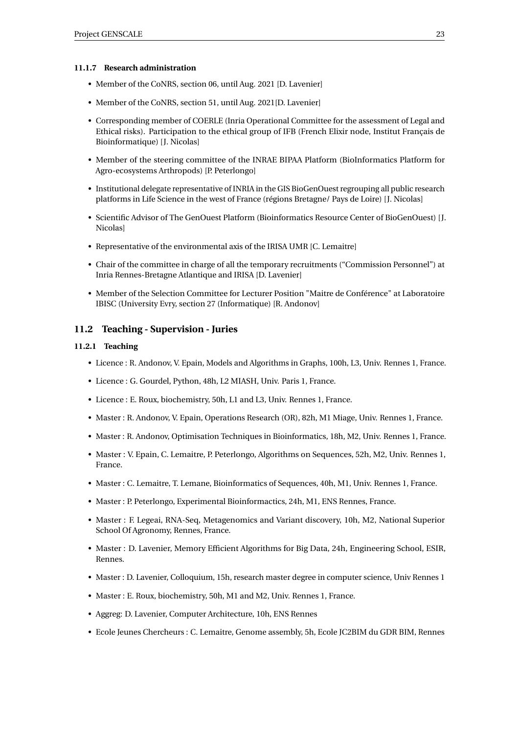#### 11.1.7 Research administration

- Member of the CoNRS, section 06, until Aug. 2021 [D. Lavenier]
- Member of the CoNRS, section 51, until Aug. 2021[D. Lavenier]
- Corresponding member of COERLE (Inria Operational Committee for the assessment of Legal and Ethical risks). Participation to the ethical group of IFB (French Elixir node, Institut Français de Bioinformatique) [J. Nicolas]
- Member of the steering committee of the INRAE BIPAA Platform (BioInformatics Platform for Agro-ecosystems Arthropods) [P. Peterlongo]
- Institutional delegate representative of INRIA in the GIS BioGenOuest regrouping all public research platforms in Life Science in the west of France (régions Bretagne/ Pays de Loire) [J. Nicolas]
- Scientific Advisor of The GenOuest Platform (Bioinformatics Resource Center of BioGenOuest) [J. Nicolas]
- Representative of the environmental axis of the IRISA UMR [C. Lemaitre]
- Chair of the committee in charge of all the temporary recruitments ("Commission Personnel") at Inria Rennes-Bretagne Atlantique and IRISA [D. Lavenier]
- Member of the Selection Committee for Lecturer Position "Maitre de Conférence" at Laboratoire IBISC (University Evry, section 27 (Informatique) [R. Andonov]

## 11.2 Teaching - Supervision - Juries

### 11.2.1 Teaching

- Licence : R. Andonov, V. Epain, Models and Algorithms in Graphs, 100h, L3, Univ. Rennes 1, France.
- Licence : G. Gourdel, Python, 48h, L2 MIASH, Univ. Paris 1, France.
- Licence : E. Roux, biochemistry, 50h, L1 and L3, Univ. Rennes 1, France.
- Master : R. Andonov, V. Epain, Operations Research (OR), 82h, M1 Miage, Univ. Rennes 1, France.
- Master : R. Andonov, Optimisation Techniques in Bioinformatics, 18h, M2, Univ. Rennes 1, France.
- Master : V. Epain, C. Lemaitre, P. Peterlongo, Algorithms on Sequences, 52h, M2, Univ. Rennes 1, France.
- Master : C. Lemaitre, T. Lemane, Bioinformatics of Sequences, 40h, M1, Univ. Rennes 1, France.
- Master : P. Peterlongo, Experimental Bioinformactics, 24h, M1, ENS Rennes, France.
- Master : F. Legeai, RNA-Seq, Metagenomics and Variant discovery, 10h, M2, National Superior School Of Agronomy, Rennes, France.
- Master : D. Lavenier, Memory Efficient Algorithms for Big Data, 24h, Engineering School, ESIR, Rennes.
- Master : D. Lavenier, Colloquium, 15h, research master degree in computer science, Univ Rennes 1
- Master : E. Roux, biochemistry, 50h, M1 and M2, Univ. Rennes 1, France.
- Aggreg: D. Lavenier, Computer Architecture, 10h, ENS Rennes
- Ecole Jeunes Chercheurs : C. Lemaitre, Genome assembly, 5h, Ecole JC2BIM du GDR BIM, Rennes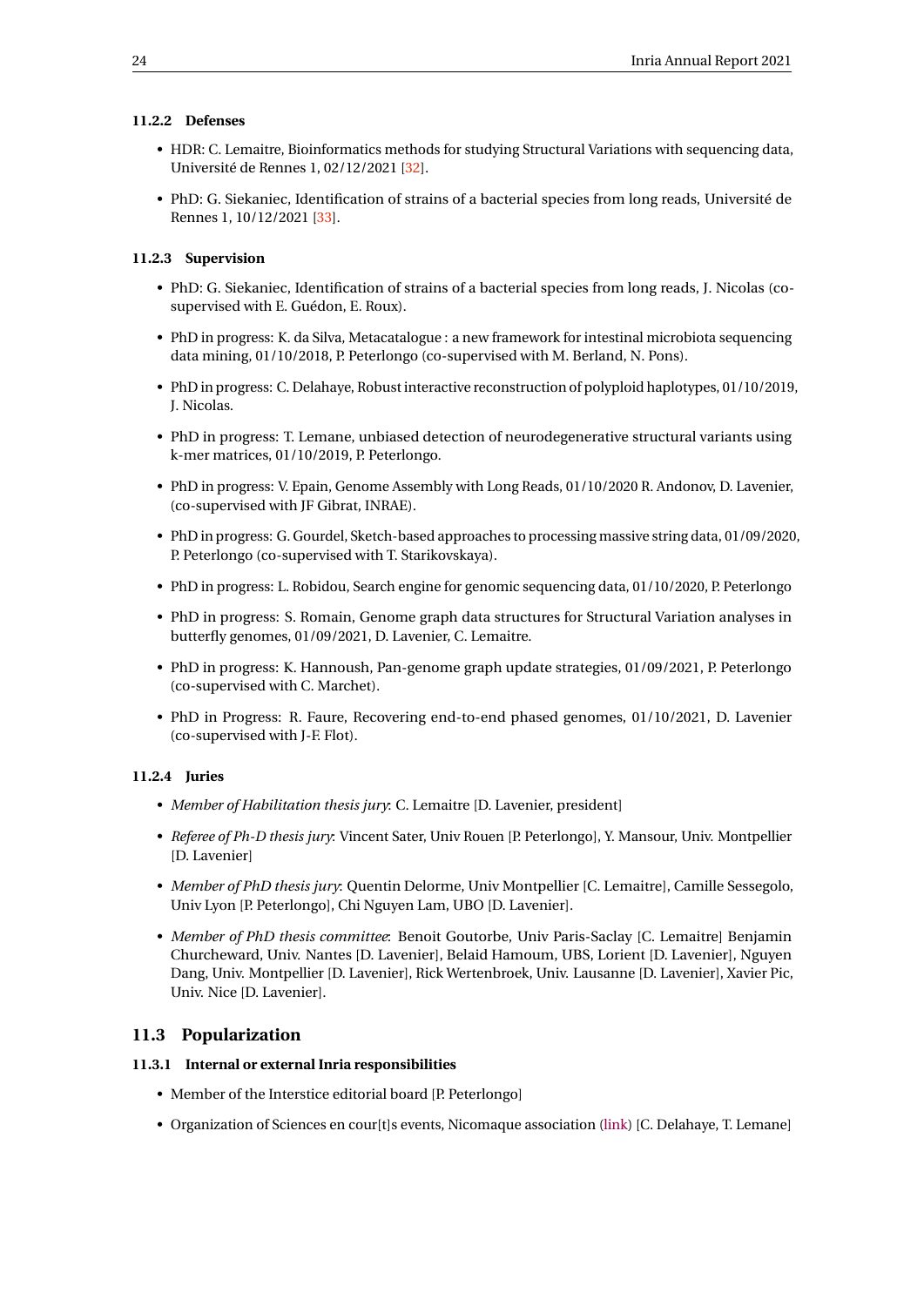#### 11.2.2 Defenses

- HDR: C. Lemaitre, Bioinformatics methods for studying Structural Variations with sequencing data, Université de Rennes 1, 02/12/2021 [32].
- PhD: G. Siekaniec, Identification of strains of a bacterial species from long reads, Université de Rennes 1, 10/12/2021 [33].

#### 11.2.3 Supervision

- PhD: G. Siekaniec, Identification of strains of a bacterial species from long reads, J. Nicolas (co-supervised with E. Guédon, E. Roux).
- PhD in progress: K. da Silva, Metacatalogue : a new framework for intestinal microbiota sequencing data mining, 01/10/2018, P. Peterlongo (co-supervised with M. Berland, N. Pons).
- PhD in progress: C. Delahaye, Robust interactive reconstruction of polyploid haplotypes, 01/10/2019, J. Nicolas.
- PhD in progress: T. Lemane, unbiased detection of neurodegenerative structural variants using k-mer matrices, 01/10/2019, P. Peterlongo.
- PhD in progress: V. Epain, Genome Assembly with Long Reads, 01/10/2020 R. Andonov, D. Lavenier, (co-supervised with JF Gibrat, INRAE).
- PhD in progress: G. Gourdel, Sketch-based approaches to processing massive string data, 01/09/2020, P. Peterlongo (co-supervised with T. Starikovskaya).
- PhD in progress: L. Robidou, Search engine for genomic sequencing data, 01/10/2020, P. Peterlongo
- PhD in progress: S. Romain, Genome graph data structures for Structural Variation analyses in butterfly genomes, 01/09/2021, D. Lavenier, C. Lemaitre.
- PhD in progress: K. Hannoush, Pan-genome graph update strategies, 01/09/2021, P. Peterlongo (co-supervised with C. Marchet).
- PhD in Progress: R. Faure, Recovering end-to-end phased genomes, 01/10/2021, D. Lavenier (co-supervised with J-F. Flot).

#### 11.2.4 Juries

- *Member of Habilitation thesis jury*: C. Lemaitre [D. Lavenier, president]
- *Referee of Ph-D thesis jury*: Vincent Sater, Univ Rouen [P. Peterlongo], Y. Mansour, Univ. Montpellier [D. Lavenier]
- *Member of PhD thesis jury*: Quentin Delorme, Univ Montpellier [C. Lemaitre], Camille Sessegolo, Univ Lyon [P. Peterlongo], Chi Nguyen Lam, UBO [D. Lavenier].
- *Member of PhD thesis committee*: Benoit Goutorbe, Univ Paris-Saclay [C. Lemaitre] Benjamin Churcheward, Univ. Nantes [D. Lavenier], Belaid Hamoum, UBS, Lorient [D. Lavenier], Nguyen Dang, Univ. Montpellier [D. Lavenier], Rick Wertenbroek, Univ. Lausanne [D. Lavenier], Xavier Pic, Univ. Nice [D. Lavenier].

### 11.3 Popularization

#### 11.3.1 Internal or external Inria responsibilities

- Member of the Interstice editorial board [P. Peterlongo]
- Organization of Sciences en cour[t]s events, Nicomaque association (link) [C. Delahaye, T. Lemane]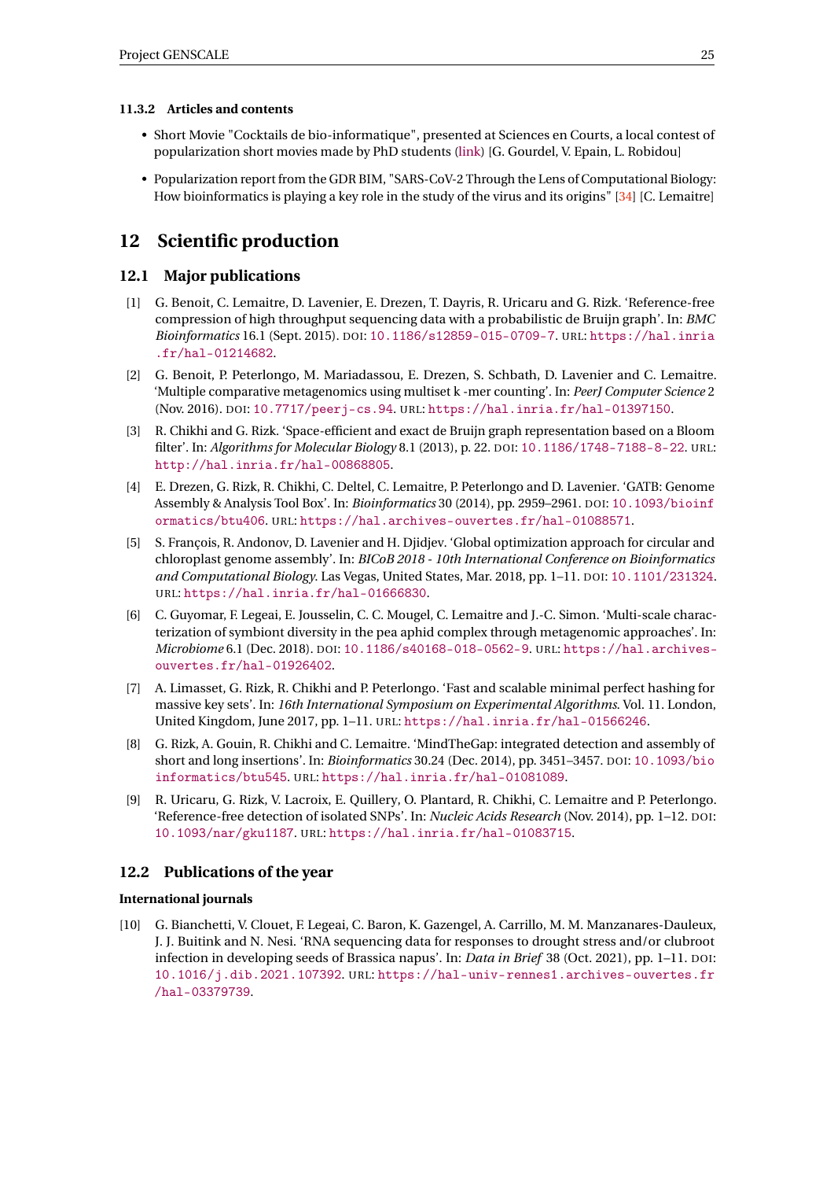#### 11.3.2 Articles and contents

- Short Movie "Cocktails de bio-informatique", presented at Sciences en Courts, a local contest of popularization short movies made by PhD students (link) [G. Gourdel, V. Epain, L. Robidou]
- Popularization report from the GDR BIM, "SARS-CoV-2 Through the Lens of Computational Biology: How bioinformatics is playing a key role in the study of the virus and its origins" [34] [C. Lemaitre]

## 12 Scientific production

### 12.1 Major publications

[1] G. Benoit, C. Lemaitre, D. Lavenier, E. Drezen, T. Dayris, R. Uricaru and G. Rizk. 'Reference-free compression of high throughput sequencing data with a probabilistic de Bruijn graph'. In: *BMC Bioinformatics* 16.1 (Sept. 2015). DOI: 10.1186/s12859-015-0709-7. URL: https://hal.inria.fr/hal-01214682.

[2] G. Benoit, P. Peterlongo, M. Mariadassou, E. Drezen, S. Schbath, D. Lavenier and C. Lemaitre. 'Multiple comparative metagenomics using multiset k -mer counting'. In: *PeerJ Computer Science* 2 (Nov. 2016). DOI: 10.7717/peerj-cs.94. URL: https://hal.inria.fr/hal-01397150.

[3] R. Chikhi and G. Rizk. 'Space-efficient and exact de Bruijn graph representation based on a Bloom filter'. In: *Algorithms for Molecular Biology* 8.1 (2013), p. 22. DOI: 10.1186/1748-7188-8-22. URL: http://hal.inria.fr/hal-00868805.

[4] E. Drezen, G. Rizk, R. Chikhi, C. Deltel, C. Lemaitre, P. Peterlongo and D. Lavenier. 'GATB: Genome Assembly & Analysis Tool Box'. In: *Bioinformatics* 30 (2014), pp. 2959–2961. DOI: 10.1093/bioinformatics/btu406. URL: https://hal.archives-ouvertes.fr/hal-01088571.

[5] S. François, R. Andonov, D. Lavenier and H. Djidjev. 'Global optimization approach for circular and chloroplast genome assembly'. In: *BICoB 2018 - 10th International Conference on Bioinformatics and Computational Biology*. Las Vegas, United States, Mar. 2018, pp. 1–11. DOI: 10.1101/231324. URL: https://hal.inria.fr/hal-01666830.

[6] C. Guyomar, F. Legeai, E. Jousselin, C. C. Mougel, C. Lemaitre and J.-C. Simon. 'Multi-scale characterization of symbiont diversity in the pea aphid complex through metagenomic approaches'. In: *Microbiome* 6.1 (Dec. 2018). DOI: 10.1186/s40168-018-0562-9. URL: https://hal.archives-ouvertes.fr/hal-01926402.

[7] A. Limasset, G. Rizk, R. Chikhi and P. Peterlongo. 'Fast and scalable minimal perfect hashing for massive key sets'. In: *16th International Symposium on Experimental Algorithms*. Vol. 11. London, United Kingdom, June 2017, pp. 1–11. URL: https://hal.inria.fr/hal-01566246.

[8] G. Rizk, A. Gouin, R. Chikhi and C. Lemaitre. 'MindTheGap: integrated detection and assembly of short and long insertions'. In: *Bioinformatics* 30.24 (Dec. 2014), pp. 3451–3457. DOI: 10.1093/bioinformatics/btu545. URL: https://hal.inria.fr/hal-01081089.

[9] R. Uricaru, G. Rizk, V. Lacroix, E. Quillery, O. Plantard, R. Chikhi, C. Lemaitre and P. Peterlongo. 'Reference-free detection of isolated SNPs'. In: *Nucleic Acids Research* (Nov. 2014), pp. 1–12. DOI: 10.1093/nar/gku1187. URL: https://hal.inria.fr/hal-01083715.

### 12.2 Publications of the year

**International journals**

[10] G. Bianchetti, V. Clouet, F. Legeai, C. Baron, K. Gazengel, A. Carrillo, M. M. Manzanares-Dauleux, J. J. Buitink and N. Nesi. 'RNA sequencing data for responses to drought stress and/or clubroot infection in developing seeds of Brassica napus'. In: *Data in Brief* 38 (Oct. 2021), pp. 1–11. DOI: 10.1016/j.dib.2021.107392. URL: https://hal-univ-rennes1.archives-ouvertes.fr/hal-03379739.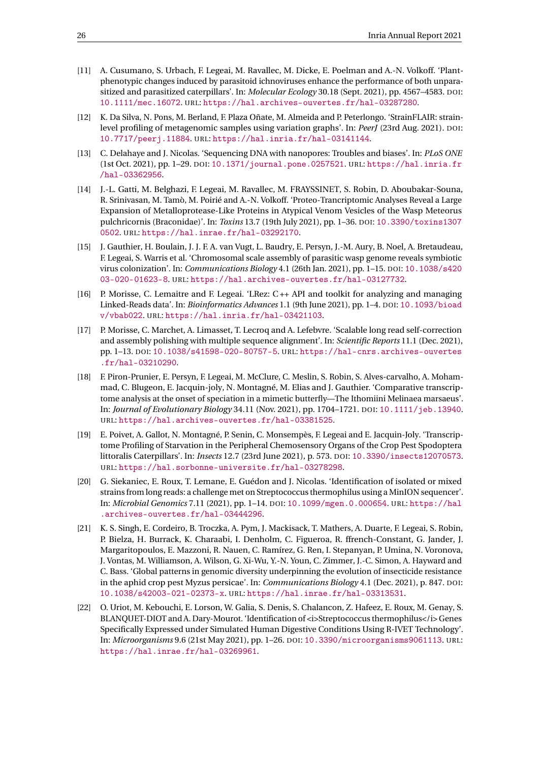[11] A. Cusumano, S. Urbach, F. Legeai, M. Ravallec, M. Dicke, E. Poelman and A.-N. Volkoff. 'Plant-phenotypic changes induced by parasitoid ichnoviruses enhance the performance of both unparasitized and parasitized caterpillars'. In: *Molecular Ecology* 30.18 (Sept. 2021), pp. 4567–4583. DOI: 10.1111/mec.16072. URL: https://hal.archives-ouvertes.fr/hal-03287280.

[12] K. Da Silva, N. Pons, M. Berland, F. Plaza Oñate, M. Almeida and P. Peterlongo. 'StrainFLAIR: strain-level profiling of metagenomic samples using variation graphs'. In: *PeerJ* (23rd Aug. 2021). DOI: 10.7717/peerj.11884. URL: https://hal.inria.fr/hal-03141144.

[13] C. Delahaye and J. Nicolas. 'Sequencing DNA with nanopores: Troubles and biases'. In: *PLoS ONE* (1st Oct. 2021), pp. 1–29. DOI: 10.1371/journal.pone.0257521. URL: https://hal.inria.fr/hal-03362956.

[14] J.-L. Gatti, M. Belghazi, F. Legeai, M. Ravallec, M. FRAYSSINET, S. Robin, D. Aboubakar-Souna, R. Srinivasan, M. Tamò, M. Poirié and A.-N. Volkoff. 'Proteo-Trancriptomic Analyses Reveal a Large Expansion of Metalloprotease-Like Proteins in Atypical Venom Vesicles of the Wasp Meteorus pulchricornis (Braconidae)'. In: *Toxins* 13.7 (19th July 2021), pp. 1–36. DOI: 10.3390/toxins13070502. URL: https://hal.inrae.fr/hal-03292170.

[15] J. Gauthier, H. Boulain, J. J. F. A. van Vugt, L. Baudry, E. Persyn, J.-M. Aury, B. Noel, A. Bretaudeau, F. Legeai, S. Warris et al. 'Chromosomal scale assembly of parasitic wasp genome reveals symbiotic virus colonization'. In: *Communications Biology* 4.1 (26th Jan. 2021), pp. 1–15. DOI: 10.1038/s42003-020-01623-8. URL: https://hal.archives-ouvertes.fr/hal-03127732.

[16] P. Morisse, C. Lemaitre and F. Legeai. 'LRez: C++ API and toolkit for analyzing and managing Linked-Reads data'. In: *Bioinformatics Advances* 1.1 (9th June 2021), pp. 1–4. DOI: 10.1093/bioadv/vbab022. URL: https://hal.inria.fr/hal-03421103.

[17] P. Morisse, C. Marchet, A. Limasset, T. Lecroq and A. Lefebvre. 'Scalable long read self-correction and assembly polishing with multiple sequence alignment'. In: *Scientific Reports* 11.1 (Dec. 2021), pp. 1–13. DOI: 10.1038/s41598-020-80757-5. URL: https://hal-cnrs.archives-ouvertes.fr/hal-03210290.

[18] F. Piron-Prunier, E. Persyn, F. Legeai, M. McClure, C. Meslin, S. Robin, S. Alves-carvalho, A. Mohammad, C. Blugeon, E. Jacquin-joly, N. Montagné, M. Elias and J. Gauthier. 'Comparative transcriptome analysis at the onset of speciation in a mimetic butterfly—The Ithomiini Melinaea marsaeus'. In: *Journal of Evolutionary Biology* 34.11 (Nov. 2021), pp. 1704–1721. DOI: 10.1111/jeb.13940. URL: https://hal.archives-ouvertes.fr/hal-03381525.

[19] E. Poivet, A. Gallot, N. Montagné, P. Senin, C. Monsempès, F. Legeai and E. Jacquin-Joly. 'Transcriptome Profiling of Starvation in the Peripheral Chemosensory Organs of the Crop Pest Spodoptera littoralis Caterpillars'. In: *Insects* 12.7 (23rd June 2021), p. 573. DOI: 10.3390/insects12070573. URL: https://hal.sorbonne-universite.fr/hal-03278298.

[20] G. Siekaniec, E. Roux, T. Lemane, E. Guédon and J. Nicolas. 'Identification of isolated or mixed strains from long reads: a challenge met on Streptococcus thermophilus using a MinION sequencer'. In: *Microbial Genomics* 7.11 (2021), pp. 1–14. DOI: 10.1099/mgen.0.000654. URL: https://hal.archives-ouvertes.fr/hal-03444296.

[21] K. S. Singh, E. Cordeiro, B. Troczka, A. Pym, J. Mackisack, T. Mathers, A. Duarte, F. Legeai, S. Robin, P. Bielza, H. Burrack, K. Charaabi, I. Denholm, C. Figueroa, R. ffrench-Constant, G. Jander, J. Margaritopoulos, E. Mazzoni, R. Nauen, C. Ramírez, G. Ren, I. Stepanyan, P. Umina, N. Voronova, J. Vontas, M. Williamson, A. Wilson, G. Xi-Wu, Y.-N. Youn, C. Zimmer, J.-C. Simon, A. Hayward and C. Bass. 'Global patterns in genomic diversity underpinning the evolution of insecticide resistance in the aphid crop pest Myzus persicae'. In: *Communications Biology* 4.1 (Dec. 2021), p. 847. DOI: 10.1038/s42003-021-02373-x. URL: https://hal.inrae.fr/hal-03313531.

[22] O. Uriot, M. Kebouchi, E. Lorson, W. Galia, S. Denis, S. Chalancon, Z. Hafeez, E. Roux, M. Genay, S. BLANQUET-DIOT and A. Dary-Mourot. 'Identification of <i>Streptococcus thermophilus</i> Genes Specifically Expressed under Simulated Human Digestive Conditions Using R-IVET Technology'. In: *Microorganisms* 9.6 (21st May 2021), pp. 1–26. DOI: 10.3390/microorganisms9061113. URL: https://hal.inrae.fr/hal-03269961.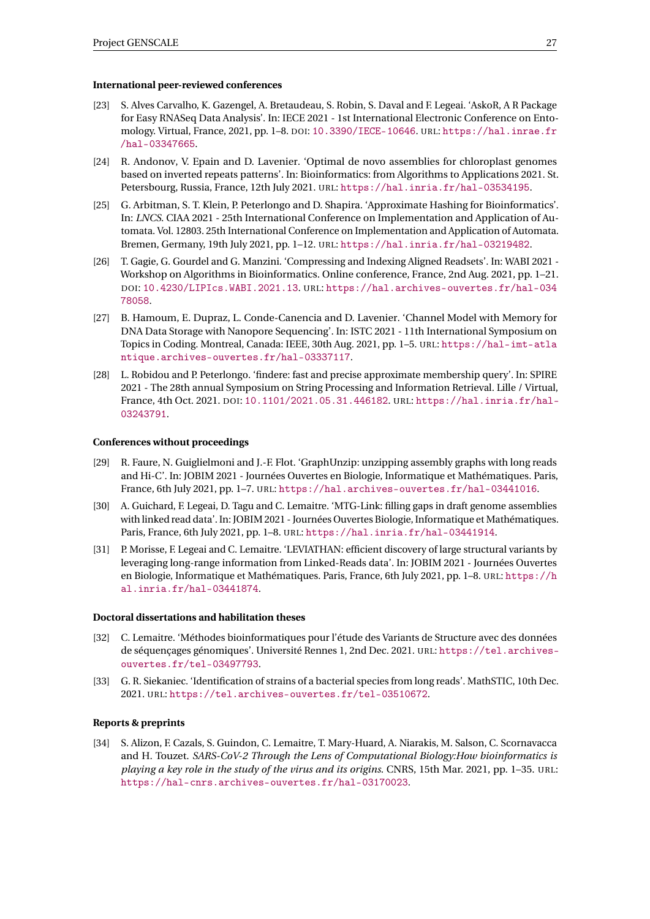### International peer-reviewed conferences

[23] S. Alves Carvalho, K. Gazengel, A. Bretaudeau, S. Robin, S. Daval and F. Legeai. 'AskoR, A R Package for Easy RNASeq Data Analysis'. In: IECE 2021 - 1st International Electronic Conference on Entomology. Virtual, France, 2021, pp. 1–8. DOI: 10.3390/IECE-10646. URL: https://hal.inrae.fr/hal-03347665.

[24] R. Andonov, V. Epain and D. Lavenier. 'Optimal de novo assemblies for chloroplast genomes based on inverted repeats patterns'. In: Bioinformatics: from Algorithms to Applications 2021. St. Petersbourg, Russia, France, 12th July 2021. URL: https://hal.inria.fr/hal-03534195.

[25] G. Arbitman, S. T. Klein, P. Peterlongo and D. Shapira. 'Approximate Hashing for Bioinformatics'. In: *LNCS*. CIAA 2021 - 25th International Conference on Implementation and Application of Automata. Vol. 12803. 25th International Conference on Implementation and Application of Automata. Bremen, Germany, 19th July 2021, pp. 1–12. URL: https://hal.inria.fr/hal-03219482.

[26] T. Gagie, G. Gourdel and G. Manzini. 'Compressing and Indexing Aligned Readsets'. In: WABI 2021 - Workshop on Algorithms in Bioinformatics. Online conference, France, 2nd Aug. 2021, pp. 1–21. DOI: 10.4230/LIPIcs.WABI.2021.13. URL: https://hal.archives-ouvertes.fr/hal-03478058.

[27] B. Hamoum, E. Dupraz, L. Conde-Canencia and D. Lavenier. 'Channel Model with Memory for DNA Data Storage with Nanopore Sequencing'. In: ISTC 2021 - 11th International Symposium on Topics in Coding. Montreal, Canada: IEEE, 30th Aug. 2021, pp. 1–5. URL: https://hal-imt-atlantique.archives-ouvertes.fr/hal-03337117.

[28] L. Robidou and P. Peterlongo. 'findere: fast and precise approximate membership query'. In: SPIRE 2021 - The 28th annual Symposium on String Processing and Information Retrieval. Lille / Virtual, France, 4th Oct. 2021. DOI: 10.1101/2021.05.31.446182. URL: https://hal.inria.fr/hal-03243791.

### Conferences without proceedings

[29] R. Faure, N. Guiglielmoni and J.-F. Flot. 'GraphUnzip: unzipping assembly graphs with long reads and Hi-C'. In: JOBIM 2021 - Journées Ouvertes en Biologie, Informatique et Mathématiques. Paris, France, 6th July 2021, pp. 1–7. URL: https://hal.archives-ouvertes.fr/hal-03441016.

[30] A. Guichard, F. Legeai, D. Tagu and C. Lemaitre. 'MTG-Link: filling gaps in draft genome assemblies with linked read data'. In: JOBIM 2021 - Journées Ouvertes Biologie, Informatique et Mathématiques. Paris, France, 6th July 2021, pp. 1–8. URL: https://hal.inria.fr/hal-03441914.

[31] P. Morisse, F. Legeai and C. Lemaitre. 'LEVIATHAN: efficient discovery of large structural variants by leveraging long-range information from Linked-Reads data'. In: JOBIM 2021 - Journées Ouvertes en Biologie, Informatique et Mathématiques. Paris, France, 6th July 2021, pp. 1–8. URL: https://hal.inria.fr/hal-03441874.

### Doctoral dissertations and habilitation theses

[32] C. Lemaitre. 'Méthodes bioinformatiques pour l'étude des Variants de Structure avec des données de séquençages génomiques'. Université Rennes 1, 2nd Dec. 2021. URL: https://tel.archives-ouvertes.fr/tel-03497793.

[33] G. R. Siekaniec. 'Identification of strains of a bacterial species from long reads'. MathSTIC, 10th Dec. 2021. URL: https://tel.archives-ouvertes.fr/tel-03510672.

### Reports & preprints

[34] S. Alizon, F. Cazals, S. Guindon, C. Lemaitre, T. Mary-Huard, A. Niarakis, M. Salson, C. Scornavacca and H. Touzet. *SARS-CoV-2 Through the Lens of Computational Biology:How bioinformatics is playing a key role in the study of the virus and its origins*. CNRS, 15th Mar. 2021, pp. 1–35. URL: https://hal-cnrs.archives-ouvertes.fr/hal-03170023.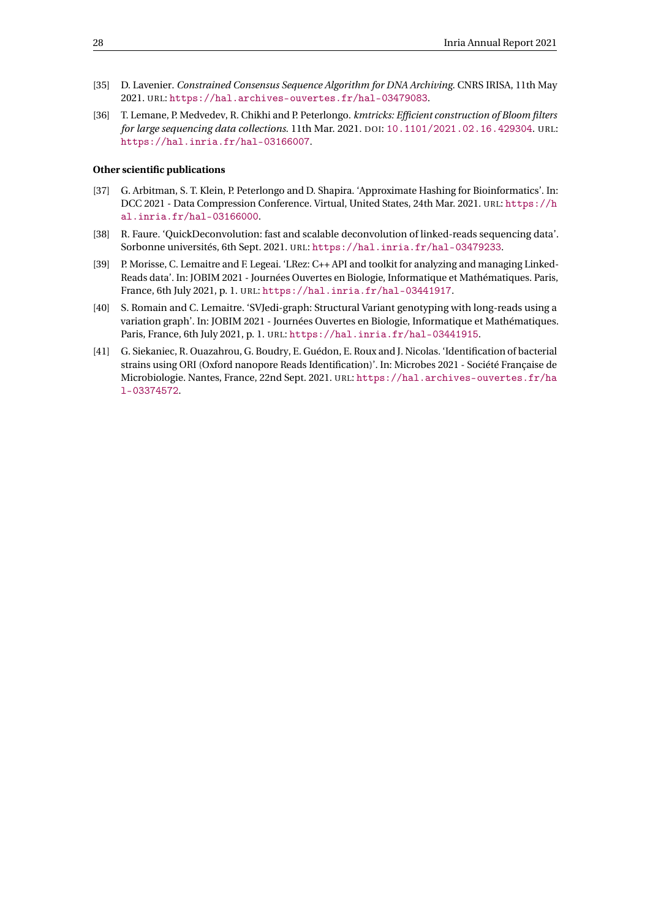[35] D. Lavenier. *Constrained Consensus Sequence Algorithm for DNA Archiving*. CNRS IRISA, 11th May 2021. URL: https://hal.archives-ouvertes.fr/hal-03479083.

[36] T. Lemane, P. Medvedev, R. Chikhi and P. Peterlongo. *kmtricks: Efficient construction of Bloom filters for large sequencing data collections*. 11th Mar. 2021. DOI: 10.1101/2021.02.16.429304. URL: https://hal.inria.fr/hal-03166007.

**Other scientific publications**

[37] G. Arbitman, S. T. Klein, P. Peterlongo and D. Shapira. 'Approximate Hashing for Bioinformatics'. In: DCC 2021 - Data Compression Conference. Virtual, United States, 24th Mar. 2021. URL: https://hal.inria.fr/hal-03166000.

[38] R. Faure. 'QuickDeconvolution: fast and scalable deconvolution of linked-reads sequencing data'. Sorbonne universités, 6th Sept. 2021. URL: https://hal.inria.fr/hal-03479233.

[39] P. Morisse, C. Lemaitre and F. Legeai. 'LRez: C++ API and toolkit for analyzing and managing Linked-Reads data'. In: JOBIM 2021 - Journées Ouvertes en Biologie, Informatique et Mathématiques. Paris, France, 6th July 2021, p. 1. URL: https://hal.inria.fr/hal-03441917.

[40] S. Romain and C. Lemaitre. 'SVJedi-graph: Structural Variant genotyping with long-reads using a variation graph'. In: JOBIM 2021 - Journées Ouvertes en Biologie, Informatique et Mathématiques. Paris, France, 6th July 2021, p. 1. URL: https://hal.inria.fr/hal-03441915.

[41] G. Siekaniec, R. Ouazahrou, G. Boudry, E. Guédon, E. Roux and J. Nicolas. 'Identification of bacterial strains using ORI (Oxford nanopore Reads Identification)'. In: Microbes 2021 - Société Française de Microbiologie. Nantes, France, 22nd Sept. 2021. URL: https://hal.archives-ouvertes.fr/hal-03374572.